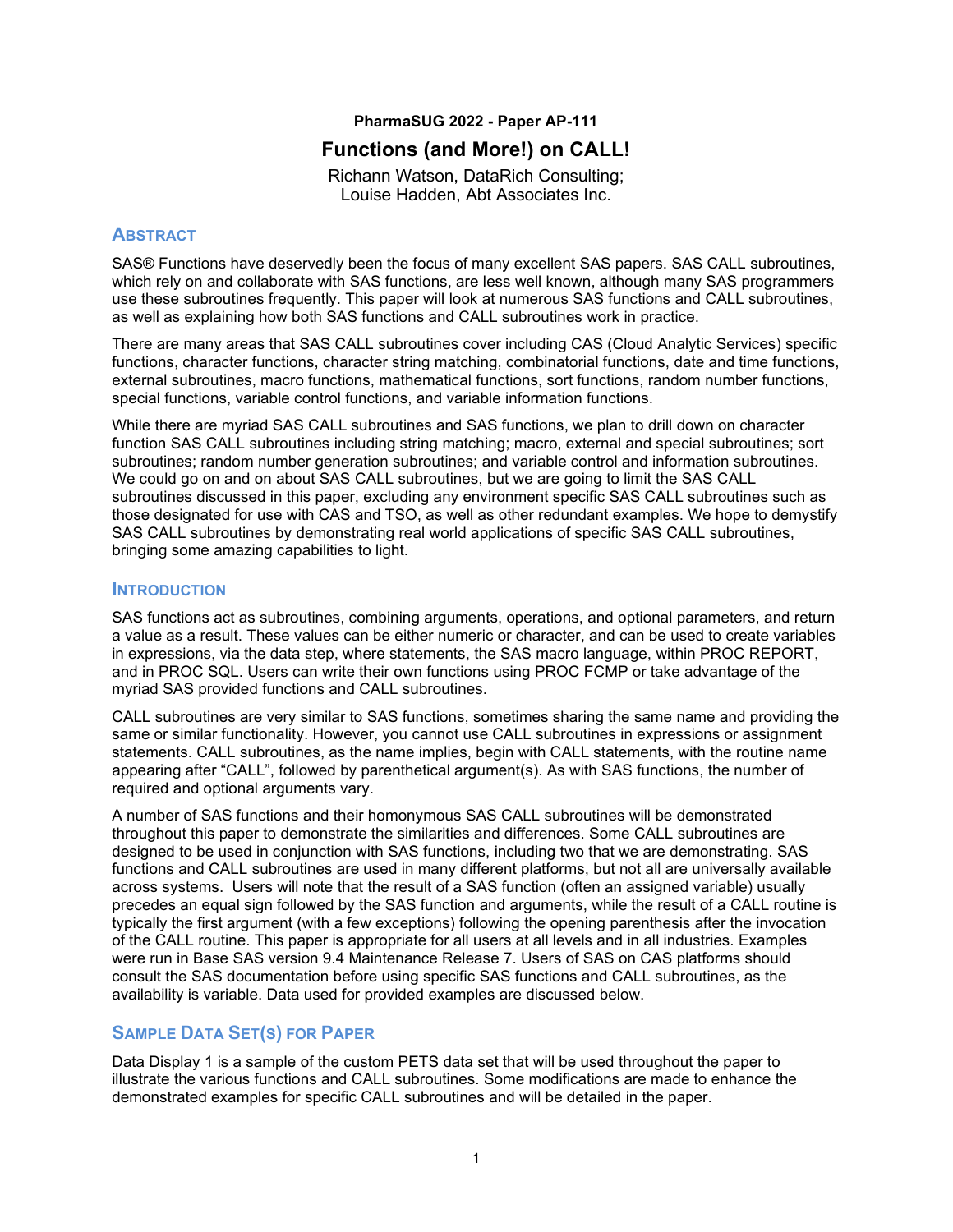**PharmaSUG 2022 - Paper AP-111**

# Functions (and More!) on CALL!

Richann Watson, DataRich Consulting;
Louise Hadden, Abt Associates Inc.

## ABSTRACT

SAS® Functions have deservedly been the focus of many excellent SAS papers. SAS CALL subroutines, which rely on and collaborate with SAS functions, are less well known, although many SAS programmers use these subroutines frequently. This paper will look at numerous SAS functions and CALL subroutines, as well as explaining how both SAS functions and CALL subroutines work in practice.

There are many areas that SAS CALL subroutines cover including CAS (Cloud Analytic Services) specific functions, character functions, character string matching, combinatorial functions, date and time functions, external subroutines, macro functions, mathematical functions, sort functions, random number functions, special functions, variable control functions, and variable information functions.

While there are myriad SAS CALL subroutines and SAS functions, we plan to drill down on character function SAS CALL subroutines including string matching; macro, external and special subroutines; sort subroutines; random number generation subroutines; and variable control and information subroutines. We could go on and on about SAS CALL subroutines, but we are going to limit the SAS CALL subroutines discussed in this paper, excluding any environment specific SAS CALL subroutines such as those designated for use with CAS and TSO, as well as other redundant examples. We hope to demystify SAS CALL subroutines by demonstrating real world applications of specific SAS CALL subroutines, bringing some amazing capabilities to light.

## INTRODUCTION

SAS functions act as subroutines, combining arguments, operations, and optional parameters, and return a value as a result. These values can be either numeric or character, and can be used to create variables in expressions, via the data step, where statements, the SAS macro language, within PROC REPORT, and in PROC SQL. Users can write their own functions using PROC FCMP or take advantage of the myriad SAS provided functions and CALL subroutines.

CALL subroutines are very similar to SAS functions, sometimes sharing the same name and providing the same or similar functionality. However, you cannot use CALL subroutines in expressions or assignment statements. CALL subroutines, as the name implies, begin with CALL statements, with the routine name appearing after "CALL", followed by parenthetical argument(s). As with SAS functions, the number of required and optional arguments vary.

A number of SAS functions and their homonymous SAS CALL subroutines will be demonstrated throughout this paper to demonstrate the similarities and differences. Some CALL subroutines are designed to be used in conjunction with SAS functions, including two that we are demonstrating. SAS functions and CALL subroutines are used in many different platforms, but not all are universally available across systems. Users will note that the result of a SAS function (often an assigned variable) usually precedes an equal sign followed by the SAS function and arguments, while the result of a CALL routine is typically the first argument (with a few exceptions) following the opening parenthesis after the invocation of the CALL routine. This paper is appropriate for all users at all levels and in all industries. Examples were run in Base SAS version 9.4 Maintenance Release 7. Users of SAS on CAS platforms should consult the SAS documentation before using specific SAS functions and CALL subroutines, as the availability is variable. Data used for provided examples are discussed below.

## SAMPLE DATA SET(S) FOR PAPER

Data Display 1 is a sample of the custom PETS data set that will be used throughout the paper to illustrate the various functions and CALL subroutines. Some modifications are made to enhance the demonstrated examples for specific CALL subroutines and will be detailed in the paper.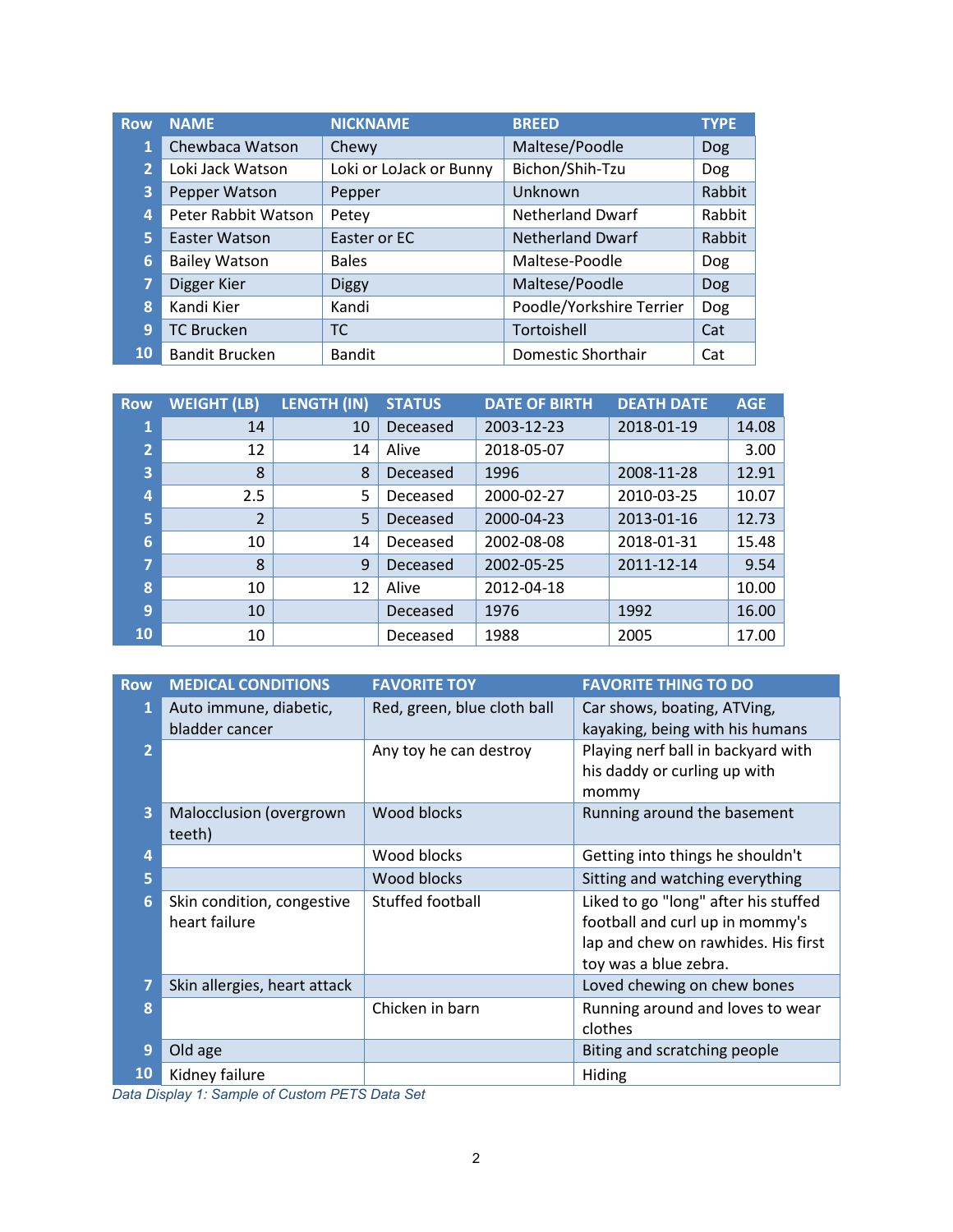| Row | NAME | NICKNAME | BREED | TYPE |
|---|---|---|---|---|
| 1 | Chewbaca Watson | Chewy | Maltese/Poodle | Dog |
| 2 | Loki Jack Watson | Loki or LoJack or Bunny | Bichon/Shih-Tzu | Dog |
| 3 | Pepper Watson | Pepper | Unknown | Rabbit |
| 4 | Peter Rabbit Watson | Petey | Netherland Dwarf | Rabbit |
| 5 | Easter Watson | Easter or EC | Netherland Dwarf | Rabbit |
| 6 | Bailey Watson | Bales | Maltese-Poodle | Dog |
| 7 | Digger Kier | Diggy | Maltese/Poodle | Dog |
| 8 | Kandi Kier | Kandi | Poodle/Yorkshire Terrier | Dog |
| 9 | TC Brucken | TC | Tortoishell | Cat |
| 10 | Bandit Brucken | Bandit | Domestic Shorthair | Cat |

| Row | WEIGHT (LB) | LENGTH (IN) | STATUS | DATE OF BIRTH | DEATH DATE | AGE |
|---|---|---|---|---|---|---|
| 1 | 14 | 10 | Deceased | 2003-12-23 | 2018-01-19 | 14.08 |
| 2 | 12 | 14 | Alive | 2018-05-07 | | 3.00 |
| 3 | 8 | 8 | Deceased | 1996 | 2008-11-28 | 12.91 |
| 4 | 2.5 | 5 | Deceased | 2000-02-27 | 2010-03-25 | 10.07 |
| 5 | 2 | 5 | Deceased | 2000-04-23 | 2013-01-16 | 12.73 |
| 6 | 10 | 14 | Deceased | 2002-08-08 | 2018-01-31 | 15.48 |
| 7 | 8 | 9 | Deceased | 2002-05-25 | 2011-12-14 | 9.54 |
| 8 | 10 | 12 | Alive | 2012-04-18 | | 10.00 |
| 9 | 10 | | Deceased | 1976 | 1992 | 16.00 |
| 10 | 10 | | Deceased | 1988 | 2005 | 17.00 |

| Row | MEDICAL CONDITIONS | FAVORITE TOY | FAVORITE THING TO DO |
|---|---|---|---|
| 1 | Auto immune, diabetic, bladder cancer | Red, green, blue cloth ball | Car shows, boating, ATVing, kayaking, being with his humans |
| 2 | | Any toy he can destroy | Playing nerf ball in backyard with his daddy or curling up with mommy |
| 3 | Malocclusion (overgrown teeth) | Wood blocks | Running around the basement |
| 4 | | Wood blocks | Getting into things he shouldn't |
| 5 | | Wood blocks | Sitting and watching everything |
| 6 | Skin condition, congestive heart failure | Stuffed football | Liked to go "long" after his stuffed football and curl up in mommy's lap and chew on rawhides. His first toy was a blue zebra. |
| 7 | Skin allergies, heart attack | | Loved chewing on chew bones |
| 8 | | Chicken in barn | Running around and loves to wear clothes |
| 9 | Old age | | Biting and scratching people |
| 10 | Kidney failure | | Hiding |

*Data Display 1: Sample of Custom PETS Data Set*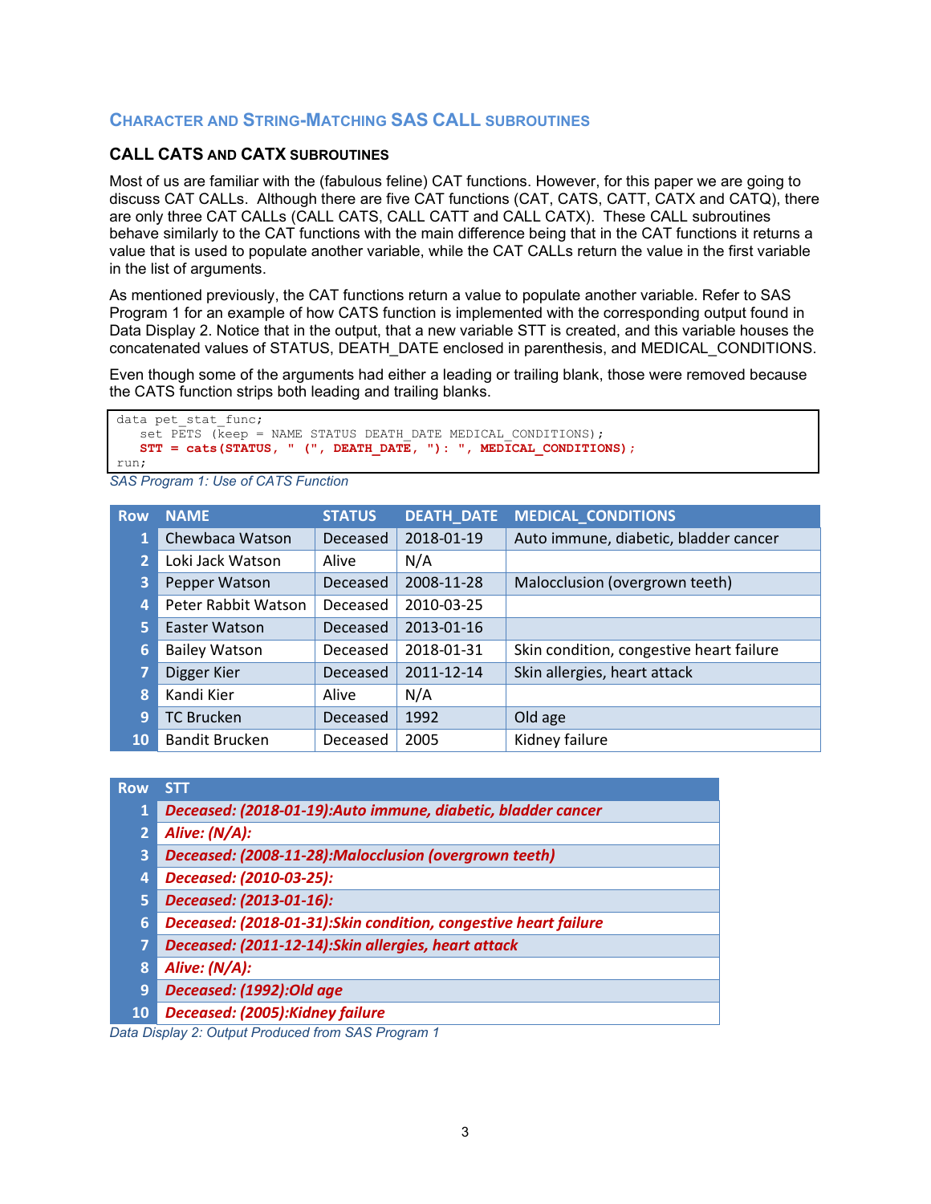## Character and String-Matching SAS CALL Subroutines

### CALL CATS and CATX Subroutines

Most of us are familiar with the (fabulous feline) CAT functions. However, for this paper we are going to discuss CAT CALLs. Although there are five CAT functions (CAT, CATS, CATT, CATX and CATQ), there are only three CAT CALLs (CALL CATS, CALL CATT and CALL CATX). These CALL subroutines behave similarly to the CAT functions with the main difference being that in the CAT functions it returns a value that is used to populate another variable, while the CAT CALLs return the value in the first variable in the list of arguments.

As mentioned previously, the CAT functions return a value to populate another variable. Refer to SAS Program 1 for an example of how CATS function is implemented with the corresponding output found in Data Display 2. Notice that in the output, that a new variable STT is created, and this variable houses the concatenated values of STATUS, DEATH_DATE enclosed in parenthesis, and MEDICAL_CONDITIONS.

Even though some of the arguments had either a leading or trailing blank, those were removed because the CATS function strips both leading and trailing blanks.

```
data pet_stat_func;
   set PETS (keep = NAME STATUS DEATH_DATE MEDICAL_CONDITIONS);
   STT = cats(STATUS, " (", DEATH_DATE, "): ", MEDICAL_CONDITIONS);
run;
```

*SAS Program 1: Use of CATS Function*

| Row | NAME | STATUS | DEATH_DATE | MEDICAL_CONDITIONS |
|---|---|---|---|---|
| 1 | Chewbaca Watson | Deceased | 2018-01-19 | Auto immune, diabetic, bladder cancer |
| 2 | Loki Jack Watson | Alive | N/A | |
| 3 | Pepper Watson | Deceased | 2008-11-28 | Malocclusion (overgrown teeth) |
| 4 | Peter Rabbit Watson | Deceased | 2010-03-25 | |
| 5 | Easter Watson | Deceased | 2013-01-16 | |
| 6 | Bailey Watson | Deceased | 2018-01-31 | Skin condition, congestive heart failure |
| 7 | Digger Kier | Deceased | 2011-12-14 | Skin allergies, heart attack |
| 8 | Kandi Kier | Alive | N/A | |
| 9 | TC Brucken | Deceased | 1992 | Old age |
| 10 | Bandit Brucken | Deceased | 2005 | Kidney failure |

| Row | STT |
|---|---|
| 1 | ***Deceased: (2018-01-19):Auto immune, diabetic, bladder cancer*** |
| 2 | ***Alive: (N/A):*** |
| 3 | ***Deceased: (2008-11-28):Malocclusion (overgrown teeth)*** |
| 4 | ***Deceased: (2010-03-25):*** |
| 5 | ***Deceased: (2013-01-16):*** |
| 6 | ***Deceased: (2018-01-31):Skin condition, congestive heart failure*** |
| 7 | ***Deceased: (2011-12-14):Skin allergies, heart attack*** |
| 8 | ***Alive: (N/A):*** |
| 9 | ***Deceased: (1992):Old age*** |
| 10 | ***Deceased: (2005):Kidney failure*** |

*Data Display 2: Output Produced from SAS Program 1*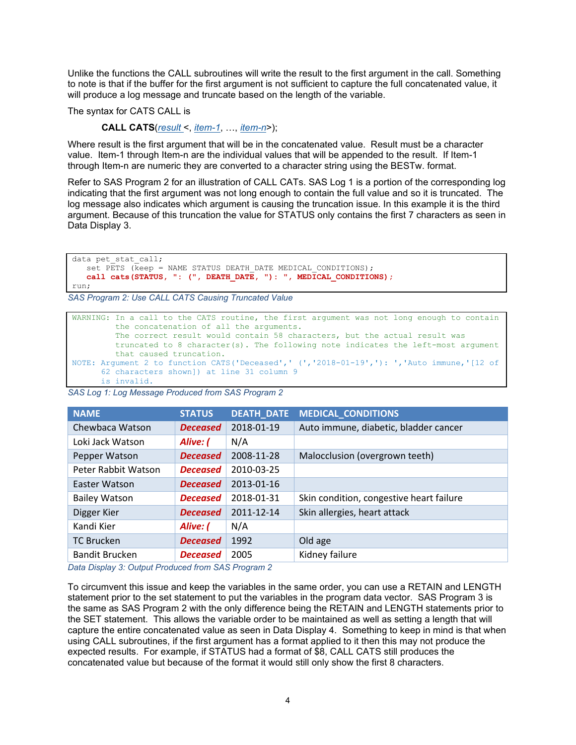Unlike the functions the CALL subroutines will write the result to the first argument in the call. Something to note is that if the buffer for the first argument is not sufficient to capture the full concatenated value, it will produce a log message and truncate based on the length of the variable.

The syntax for CATS CALL is

> **CALL CATS**(result <, item-1, …, item-n>);

Where result is the first argument that will be in the concatenated value. Result must be a character value. Item-1 through Item-n are the individual values that will be appended to the result. If Item-1 through Item-n are numeric they are converted to a character string using the BESTw. format.

Refer to SAS Program 2 for an illustration of CALL CATs. SAS Log 1 is a portion of the corresponding log indicating that the first argument was not long enough to contain the full value and so it is truncated. The log message also indicates which argument is causing the truncation issue. In this example it is the third argument. Because of this truncation the value for STATUS only contains the first 7 characters as seen in Data Display 3.

```
data pet_stat_call;
   set PETS (keep = NAME STATUS DEATH_DATE MEDICAL_CONDITIONS);
   call cats(STATUS, ": (", DEATH_DATE, "): ", MEDICAL_CONDITIONS);
run;
```

*SAS Program 2: Use CALL CATS Causing Truncated Value*

```
WARNING: In a call to the CATS routine, the first argument was not long enough to contain
         the concatenation of all the arguments.
         The correct result would contain 58 characters, but the actual result was
         truncated to 8 character(s). The following note indicates the left-most argument
         that caused truncation.
NOTE: Argument 2 to function CATS('Deceased',' (','2018-01-19','): ','Auto immune,'[12 of
      62 characters shown]) at line 31 column 9
      is invalid.
```

*SAS Log 1: Log Message Produced from SAS Program 2*

| NAME | STATUS | DEATH_DATE | MEDICAL_CONDITIONS |
|---|---|---|---|
| Chewbaca Watson | ***Deceased*** | 2018-01-19 | Auto immune, diabetic, bladder cancer |
| Loki Jack Watson | ***Alive: (*** | N/A | |
| Pepper Watson | ***Deceased*** | 2008-11-28 | Malocclusion (overgrown teeth) |
| Peter Rabbit Watson | ***Deceased*** | 2010-03-25 | |
| Easter Watson | ***Deceased*** | 2013-01-16 | |
| Bailey Watson | ***Deceased*** | 2018-01-31 | Skin condition, congestive heart failure |
| Digger Kier | ***Deceased*** | 2011-12-14 | Skin allergies, heart attack |
| Kandi Kier | ***Alive: (*** | N/A | |
| TC Brucken | ***Deceased*** | 1992 | Old age |
| Bandit Brucken | ***Deceased*** | 2005 | Kidney failure |

*Data Display 3: Output Produced from SAS Program 2*

To circumvent this issue and keep the variables in the same order, you can use a RETAIN and LENGTH statement prior to the set statement to put the variables in the program data vector. SAS Program 3 is the same as SAS Program 2 with the only difference being the RETAIN and LENGTH statements prior to the SET statement. This allows the variable order to be maintained as well as setting a length that will capture the entire concatenated value as seen in Data Display 4. Something to keep in mind is that when using CALL subroutines, if the first argument has a format applied to it then this may not produce the expected results. For example, if STATUS had a format of $8, CALL CATS still produces the concatenated value but because of the format it would still only show the first 8 characters.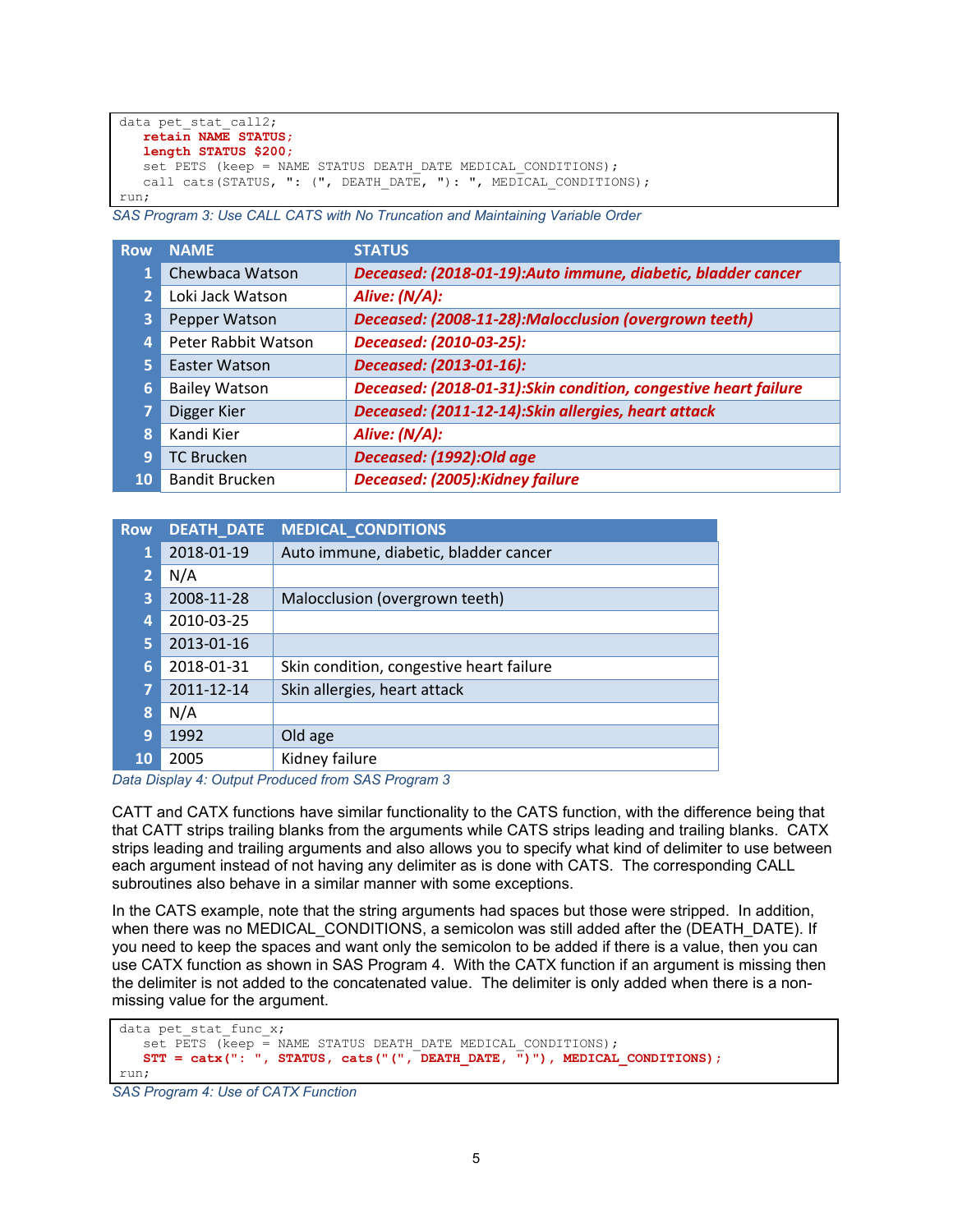```
data pet_stat_call2;
   retain NAME STATUS;
   length STATUS $200;
   set PETS (keep = NAME STATUS DEATH_DATE MEDICAL_CONDITIONS);
   call cats(STATUS, ": (", DEATH_DATE, "): ", MEDICAL_CONDITIONS);
run;
```

*SAS Program 3: Use CALL CATS with No Truncation and Maintaining Variable Order*

| Row | NAME | STATUS |
|---|---|---|
| 1 | Chewbaca Watson | *Deceased: (2018-01-19):Auto immune, diabetic, bladder cancer* |
| 2 | Loki Jack Watson | *Alive: (N/A):* |
| 3 | Pepper Watson | *Deceased: (2008-11-28):Malocclusion (overgrown teeth)* |
| 4 | Peter Rabbit Watson | *Deceased: (2010-03-25):* |
| 5 | Easter Watson | *Deceased: (2013-01-16):* |
| 6 | Bailey Watson | *Deceased: (2018-01-31):Skin condition, congestive heart failure* |
| 7 | Digger Kier | *Deceased: (2011-12-14):Skin allergies, heart attack* |
| 8 | Kandi Kier | *Alive: (N/A):* |
| 9 | TC Brucken | *Deceased: (1992):Old age* |
| 10 | Bandit Brucken | *Deceased: (2005):Kidney failure* |

| Row | DEATH_DATE | MEDICAL_CONDITIONS |
|---|---|---|
| 1 | 2018-01-19 | Auto immune, diabetic, bladder cancer |
| 2 | N/A | |
| 3 | 2008-11-28 | Malocclusion (overgrown teeth) |
| 4 | 2010-03-25 | |
| 5 | 2013-01-16 | |
| 6 | 2018-01-31 | Skin condition, congestive heart failure |
| 7 | 2011-12-14 | Skin allergies, heart attack |
| 8 | N/A | |
| 9 | 1992 | Old age |
| 10 | 2005 | Kidney failure |

*Data Display 4: Output Produced from SAS Program 3*

CATT and CATX functions have similar functionality to the CATS function, with the difference being that that CATT strips trailing blanks from the arguments while CATS strips leading and trailing blanks. CATX strips leading and trailing arguments and also allows you to specify what kind of delimiter to use between each argument instead of not having any delimiter as is done with CATS. The corresponding CALL subroutines also behave in a similar manner with some exceptions.

In the CATS example, note that the string arguments had spaces but those were stripped. In addition, when there was no MEDICAL_CONDITIONS, a semicolon was still added after the (DEATH_DATE). If you need to keep the spaces and want only the semicolon to be added if there is a value, then you can use CATX function as shown in SAS Program 4. With the CATX function if an argument is missing then the delimiter is not added to the concatenated value. The delimiter is only added when there is a non-missing value for the argument.

```
data pet_stat_func_x;
   set PETS (keep = NAME STATUS DEATH_DATE MEDICAL_CONDITIONS);
   STT = catx(": ", STATUS, cats("(", DEATH_DATE, ")"), MEDICAL_CONDITIONS);
run;
```

*SAS Program 4: Use of CATX Function*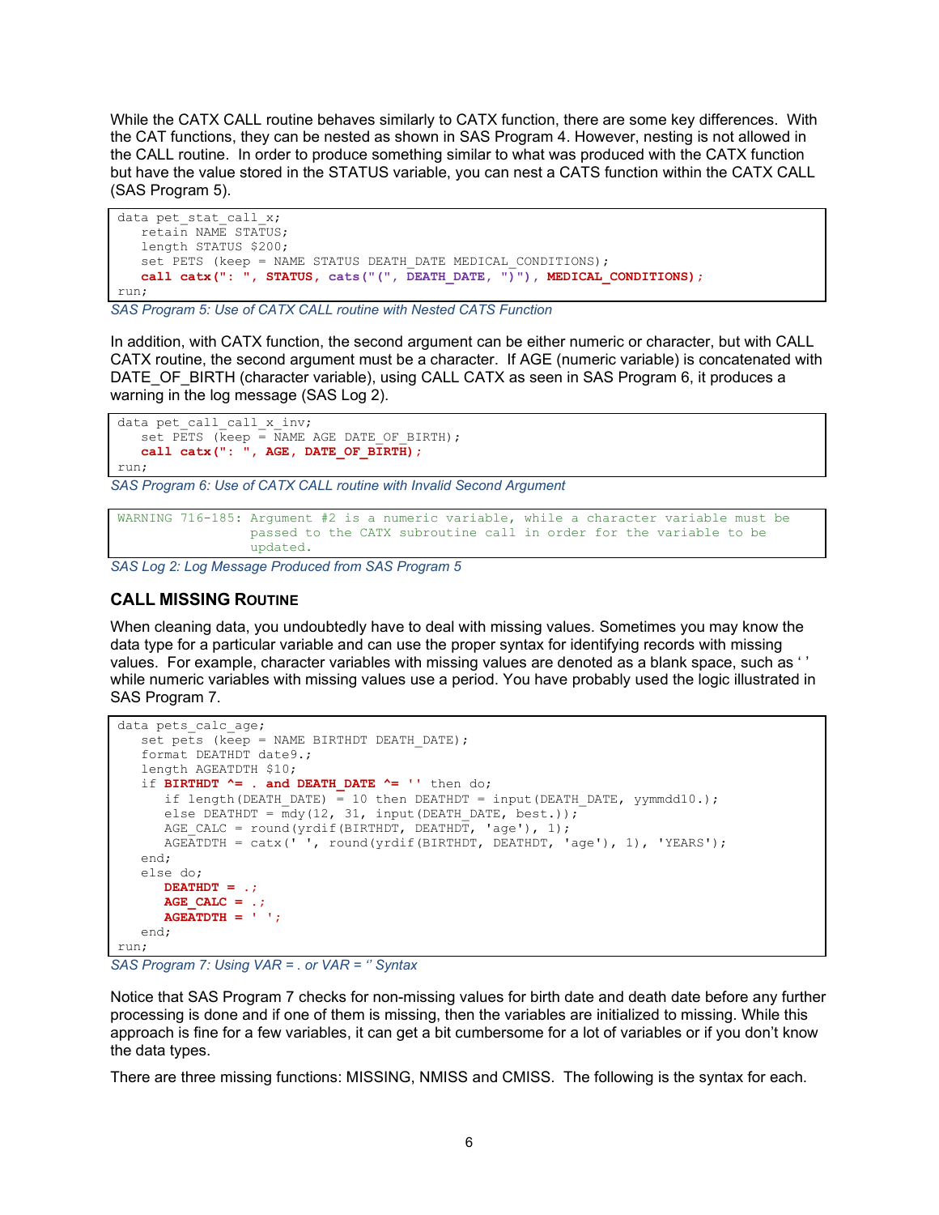While the CATX CALL routine behaves similarly to CATX function, there are some key differences. With the CAT functions, they can be nested as shown in SAS Program 4. However, nesting is not allowed in the CALL routine. In order to produce something similar to what was produced with the CATX function but have the value stored in the STATUS variable, you can nest a CATS function within the CATX CALL (SAS Program 5).

```
data pet_stat_call_x;
   retain NAME STATUS;
   length STATUS $200;
   set PETS (keep = NAME STATUS DEATH_DATE MEDICAL_CONDITIONS);
   call catx(": ", STATUS, cats("(", DEATH_DATE, ")"), MEDICAL_CONDITIONS);
run;
```

*SAS Program 5: Use of CATX CALL routine with Nested CATS Function*

In addition, with CATX function, the second argument can be either numeric or character, but with CALL CATX routine, the second argument must be a character. If AGE (numeric variable) is concatenated with DATE_OF_BIRTH (character variable), using CALL CATX as seen in SAS Program 6, it produces a warning in the log message (SAS Log 2).

```
data pet_call_call_x_inv;
   set PETS (keep = NAME AGE DATE_OF_BIRTH);
   call catx(": ", AGE, DATE_OF_BIRTH);
run;
```

*SAS Program 6: Use of CATX CALL routine with Invalid Second Argument*

```
WARNING 716-185: Argument #2 is a numeric variable, while a character variable must be
                 passed to the CATX subroutine call in order for the variable to be
                 updated.
```

*SAS Log 2: Log Message Produced from SAS Program 5*

### CALL MISSING ROUTINE

When cleaning data, you undoubtedly have to deal with missing values. Sometimes you may know the data type for a particular variable and can use the proper syntax for identifying records with missing values. For example, character variables with missing values are denoted as a blank space, such as ' ' while numeric variables with missing values use a period. You have probably used the logic illustrated in SAS Program 7.

```
data pets_calc_age;
   set pets (keep = NAME BIRTHDT DEATH_DATE);
   format DEATHDT date9.;
   length AGEATDTH $10;
   if BIRTHDT ^= . and DEATH_DATE ^= '' then do;
      if length(DEATH_DATE) = 10 then DEATHDT = input(DEATH_DATE, yymmdd10.);
      else DEATHDT = mdy(12, 31, input(DEATH_DATE, best.));
      AGE_CALC = round(yrdif(BIRTHDT, DEATHDT, 'age'), 1);
      AGEATDTH = catx(' ', round(yrdif(BIRTHDT, DEATHDT, 'age'), 1), 'YEARS');
   end;
   else do;
      DEATHDT = .;
      AGE_CALC = .;
      AGEATDTH = ' ';
   end;
run;
```

*SAS Program 7: Using VAR = . or VAR = '' Syntax*

Notice that SAS Program 7 checks for non-missing values for birth date and death date before any further processing is done and if one of them is missing, then the variables are initialized to missing. While this approach is fine for a few variables, it can get a bit cumbersome for a lot of variables or if you don't know the data types.

There are three missing functions: MISSING, NMISS and CMISS. The following is the syntax for each.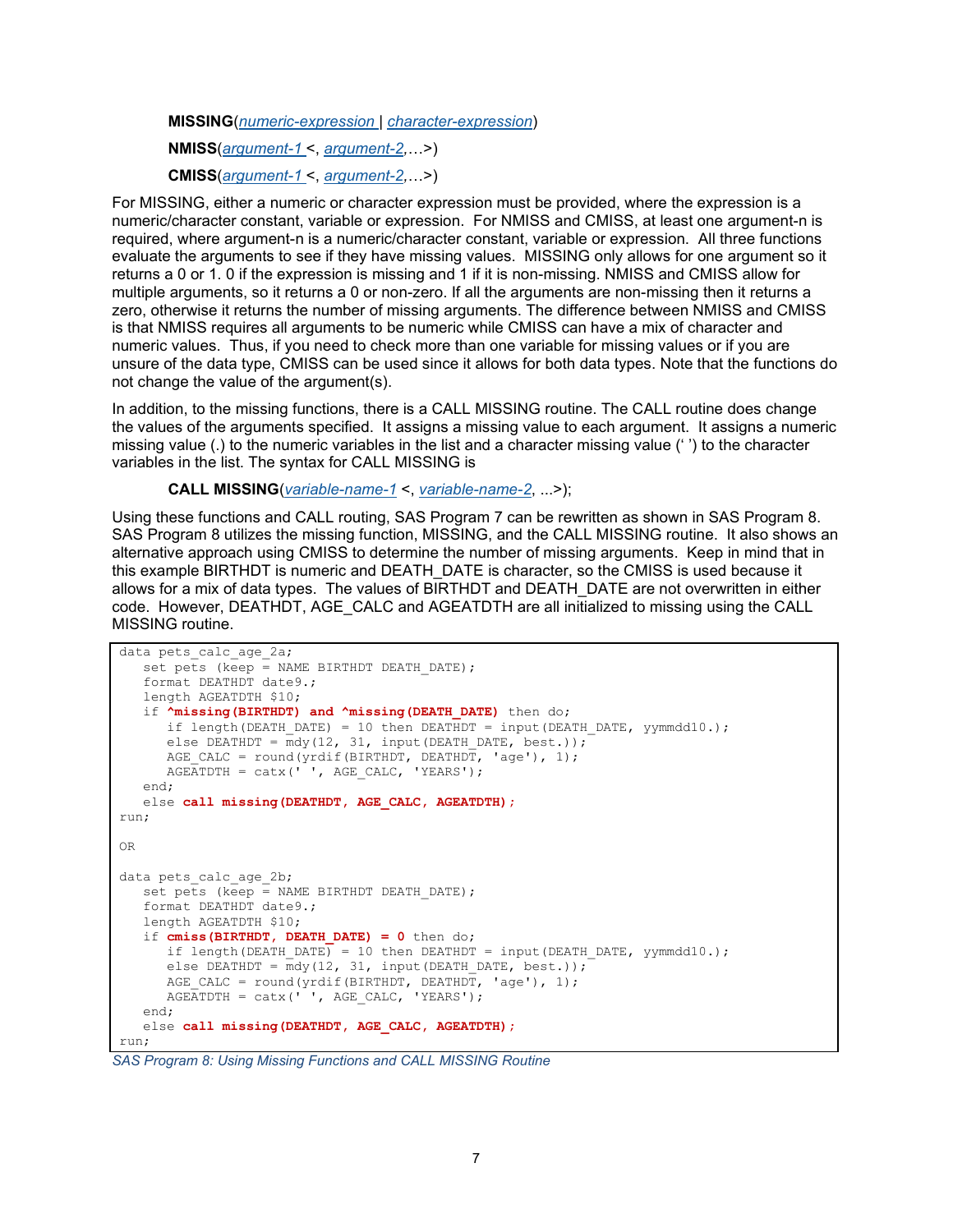**MISSING**(*numeric-expression* | *character-expression*)

**NMISS**(*argument-1* <, *argument-2*,…>)

**CMISS**(*argument-1* <, *argument-2*,…>)

For MISSING, either a numeric or character expression must be provided, where the expression is a numeric/character constant, variable or expression. For NMISS and CMISS, at least one argument-n is required, where argument-n is a numeric/character constant, variable or expression. All three functions evaluate the arguments to see if they have missing values. MISSING only allows for one argument so it returns a 0 or 1. 0 if the expression is missing and 1 if it is non-missing. NMISS and CMISS allow for multiple arguments, so it returns a 0 or non-zero. If all the arguments are non-missing then it returns a zero, otherwise it returns the number of missing arguments. The difference between NMISS and CMISS is that NMISS requires all arguments to be numeric while CMISS can have a mix of character and numeric values. Thus, if you need to check more than one variable for missing values or if you are unsure of the data type, CMISS can be used since it allows for both data types. Note that the functions do not change the value of the argument(s).

In addition, to the missing functions, there is a CALL MISSING routine. The CALL routine does change the values of the arguments specified. It assigns a missing value to each argument. It assigns a numeric missing value (.) to the numeric variables in the list and a character missing value (‘ ’) to the character variables in the list. The syntax for CALL MISSING is

**CALL MISSING**(*variable-name-1* <, *variable-name-2*, ...>);

Using these functions and CALL routing, SAS Program 7 can be rewritten as shown in SAS Program 8. SAS Program 8 utilizes the missing function, MISSING, and the CALL MISSING routine. It also shows an alternative approach using CMISS to determine the number of missing arguments. Keep in mind that in this example BIRTHDT is numeric and DEATH_DATE is character, so the CMISS is used because it allows for a mix of data types. The values of BIRTHDT and DEATH_DATE are not overwritten in either code. However, DEATHDT, AGE_CALC and AGEATDTH are all initialized to missing using the CALL MISSING routine.

```
data pets_calc_age_2a;
   set pets (keep = NAME BIRTHDT DEATH_DATE);
   format DEATHDT date9.;
   length AGEATDTH $10;
   if ^missing(BIRTHDT) and ^missing(DEATH_DATE) then do;
      if length(DEATH_DATE) = 10 then DEATHDT = input(DEATH_DATE, yymmdd10.);
      else DEATHDT = mdy(12, 31, input(DEATH_DATE, best.));
      AGE_CALC = round(yrdif(BIRTHDT, DEATHDT, 'age'), 1);
      AGEATDTH = catx(' ', AGE_CALC, 'YEARS');
   end;
   else call missing(DEATHDT, AGE_CALC, AGEATDTH);
run;

OR

data pets_calc_age_2b;
   set pets (keep = NAME BIRTHDT DEATH_DATE);
   format DEATHDT date9.;
   length AGEATDTH $10;
   if cmiss(BIRTHDT, DEATH_DATE) = 0 then do;
      if length(DEATH_DATE) = 10 then DEATHDT = input(DEATH_DATE, yymmdd10.);
      else DEATHDT = mdy(12, 31, input(DEATH_DATE, best.));
      AGE_CALC = round(yrdif(BIRTHDT, DEATHDT, 'age'), 1);
      AGEATDTH = catx(' ', AGE_CALC, 'YEARS');
   end;
   else call missing(DEATHDT, AGE_CALC, AGEATDTH);
run;
```

*SAS Program 8: Using Missing Functions and CALL MISSING Routine*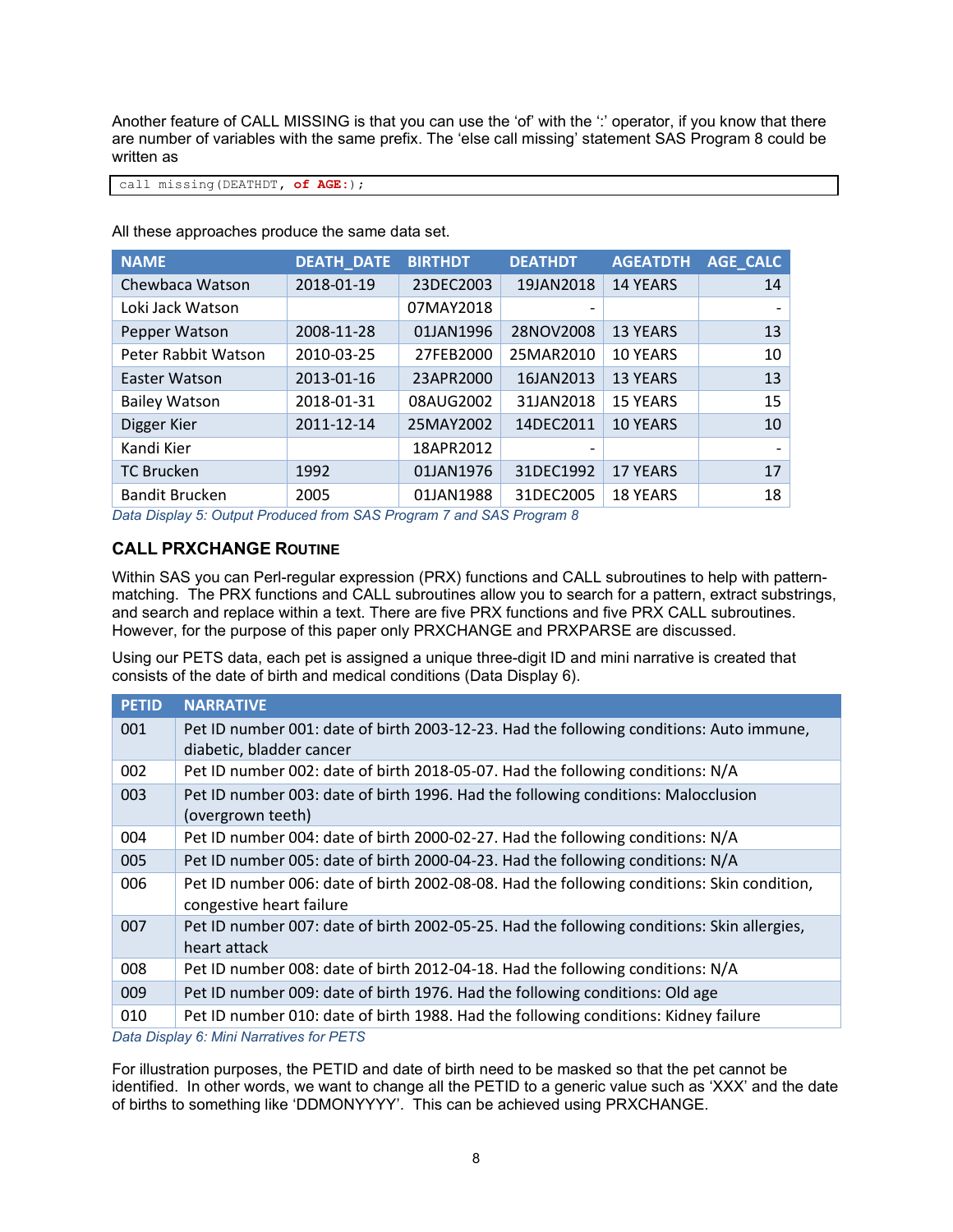Another feature of CALL MISSING is that you can use the 'of' with the ':' operator, if you know that there are number of variables with the same prefix. The 'else call missing' statement SAS Program 8 could be written as

```
call missing(DEATHDT, of AGE:);
```

All these approaches produce the same data set.

| NAME | DEATH_DATE | BIRTHDT | DEATHDT | AGEATDTH | AGE_CALC |
|---|---|---|---|---|---|
| Chewbaca Watson | 2018-01-19 | 23DEC2003 | 19JAN2018 | 14 YEARS | 14 |
| Loki Jack Watson | | 07MAY2018 | - | | - |
| Pepper Watson | 2008-11-28 | 01JAN1996 | 28NOV2008 | 13 YEARS | 13 |
| Peter Rabbit Watson | 2010-03-25 | 27FEB2000 | 25MAR2010 | 10 YEARS | 10 |
| Easter Watson | 2013-01-16 | 23APR2000 | 16JAN2013 | 13 YEARS | 13 |
| Bailey Watson | 2018-01-31 | 08AUG2002 | 31JAN2018 | 15 YEARS | 15 |
| Digger Kier | 2011-12-14 | 25MAY2002 | 14DEC2011 | 10 YEARS | 10 |
| Kandi Kier | | 18APR2012 | - | | - |
| TC Brucken | 1992 | 01JAN1976 | 31DEC1992 | 17 YEARS | 17 |
| Bandit Brucken | 2005 | 01JAN1988 | 31DEC2005 | 18 YEARS | 18 |

*Data Display 5: Output Produced from SAS Program 7 and SAS Program 8*

### CALL PRXCHANGE ROUTINE

Within SAS you can Perl-regular expression (PRX) functions and CALL subroutines to help with pattern-matching. The PRX functions and CALL subroutines allow you to search for a pattern, extract substrings, and search and replace within a text. There are five PRX functions and five PRX CALL subroutines. However, for the purpose of this paper only PRXCHANGE and PRXPARSE are discussed.

Using our PETS data, each pet is assigned a unique three-digit ID and mini narrative is created that consists of the date of birth and medical conditions (Data Display 6).

| PETID | NARRATIVE |
|---|---|
| 001 | Pet ID number 001: date of birth 2003-12-23. Had the following conditions: Auto immune, diabetic, bladder cancer |
| 002 | Pet ID number 002: date of birth 2018-05-07. Had the following conditions: N/A |
| 003 | Pet ID number 003: date of birth 1996. Had the following conditions: Malocclusion (overgrown teeth) |
| 004 | Pet ID number 004: date of birth 2000-02-27. Had the following conditions: N/A |
| 005 | Pet ID number 005: date of birth 2000-04-23. Had the following conditions: N/A |
| 006 | Pet ID number 006: date of birth 2002-08-08. Had the following conditions: Skin condition, congestive heart failure |
| 007 | Pet ID number 007: date of birth 2002-05-25. Had the following conditions: Skin allergies, heart attack |
| 008 | Pet ID number 008: date of birth 2012-04-18. Had the following conditions: N/A |
| 009 | Pet ID number 009: date of birth 1976. Had the following conditions: Old age |
| 010 | Pet ID number 010: date of birth 1988. Had the following conditions: Kidney failure |

*Data Display 6: Mini Narratives for PETS*

For illustration purposes, the PETID and date of birth need to be masked so that the pet cannot be identified. In other words, we want to change all the PETID to a generic value such as 'XXX' and the date of births to something like 'DDMONYYYY'. This can be achieved using PRXCHANGE.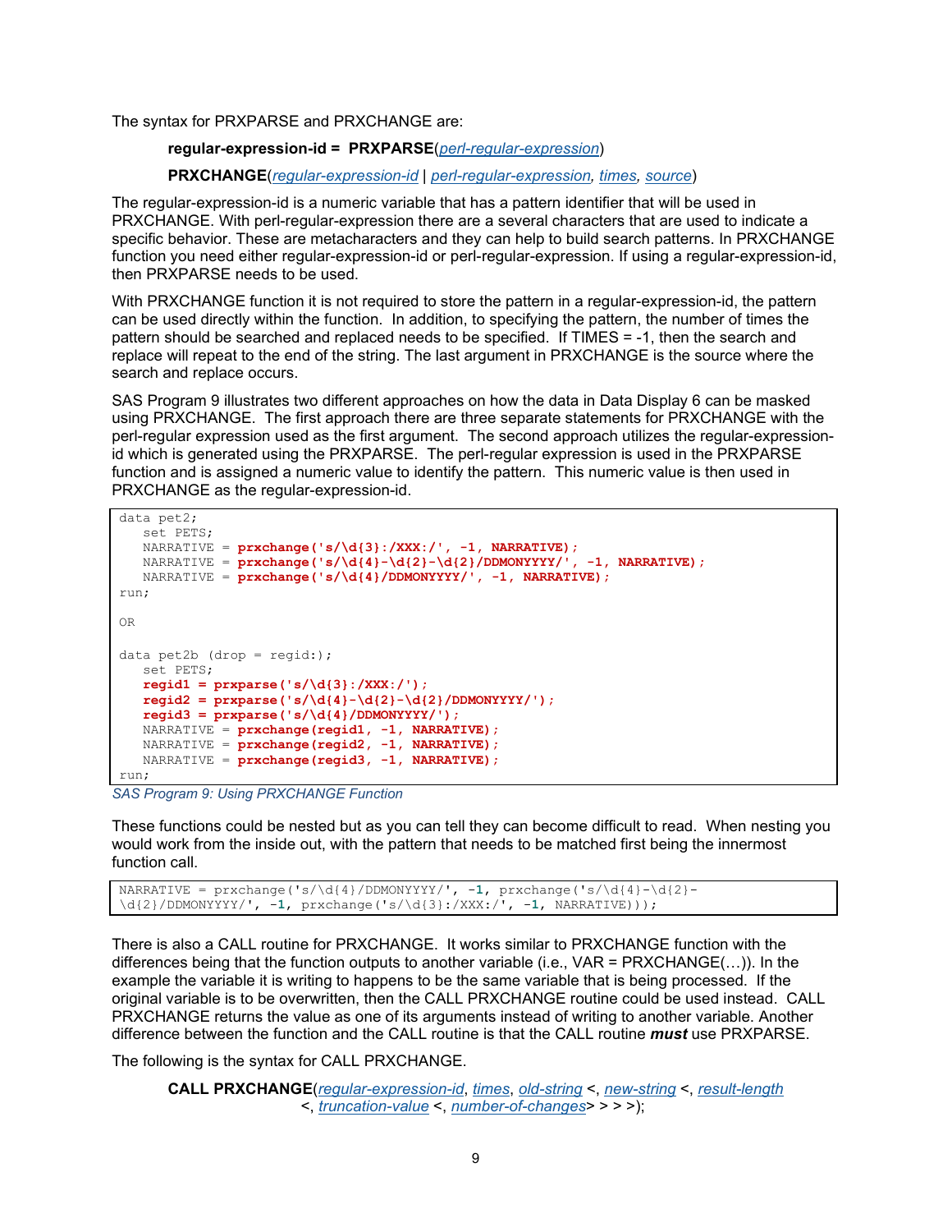The syntax for PRXPARSE and PRXCHANGE are:

> **regular-expression-id = PRXPARSE**(*perl-regular-expression*)
>
> **PRXCHANGE**(*regular-expression-id* | *perl-regular-expression*, *times*, *source*)

The regular-expression-id is a numeric variable that has a pattern identifier that will be used in PRXCHANGE. With perl-regular-expression there are a several characters that are used to indicate a specific behavior. These are metacharacters and they can help to build search patterns. In PRXCHANGE function you need either regular-expression-id or perl-regular-expression. If using a regular-expression-id, then PRXPARSE needs to be used.

With PRXCHANGE function it is not required to store the pattern in a regular-expression-id, the pattern can be used directly within the function. In addition, to specifying the pattern, the number of times the pattern should be searched and replaced needs to be specified. If TIMES = -1, then the search and replace will repeat to the end of the string. The last argument in PRXCHANGE is the source where the search and replace occurs.

SAS Program 9 illustrates two different approaches on how the data in Data Display 6 can be masked using PRXCHANGE. The first approach there are three separate statements for PRXCHANGE with the perl-regular expression used as the first argument. The second approach utilizes the regular-expression-id which is generated using the PRXPARSE. The perl-regular expression is used in the PRXPARSE function and is assigned a numeric value to identify the pattern. This numeric value is then used in PRXCHANGE as the regular-expression-id.

```
data pet2;
   set PETS;
   NARRATIVE = prxchange('s/\d{3}:/XXX:/', -1, NARRATIVE);
   NARRATIVE = prxchange('s/\d{4}-\d{2}-\d{2}/DDMONYYYY/', -1, NARRATIVE);
   NARRATIVE = prxchange('s/\d{4}/DDMONYYYY/', -1, NARRATIVE);
run;

OR

data pet2b (drop = regid:);
   set PETS;
   regid1 = prxparse('s/\d{3}:/XXX:/');
   regid2 = prxparse('s/\d{4}-\d{2}-\d{2}/DDMONYYYY/');
   regid3 = prxparse('s/\d{4}/DDMONYYYY/');
   NARRATIVE = prxchange(regid1, -1, NARRATIVE);
   NARRATIVE = prxchange(regid2, -1, NARRATIVE);
   NARRATIVE = prxchange(regid3, -1, NARRATIVE);
run;
```

*SAS Program 9: Using PRXCHANGE Function*

These functions could be nested but as you can tell they can become difficult to read. When nesting you would work from the inside out, with the pattern that needs to be matched first being the innermost function call.

```
NARRATIVE = prxchange('s/\d{4}/DDMONYYYY/', -1, prxchange('s/\d{4}-\d{2}-
\d{2}/DDMONYYYY/', -1, prxchange('s/\d{3}:/XXX:/', -1, NARRATIVE)));
```

There is also a CALL routine for PRXCHANGE. It works similar to PRXCHANGE function with the differences being that the function outputs to another variable (i.e., VAR = PRXCHANGE(…)). In the example the variable it is writing to happens to be the same variable that is being processed. If the original variable is to be overwritten, then the CALL PRXCHANGE routine could be used instead. CALL PRXCHANGE returns the value as one of its arguments instead of writing to another variable. Another difference between the function and the CALL routine is that the CALL routine ***must*** use PRXPARSE.

The following is the syntax for CALL PRXCHANGE.

> **CALL PRXCHANGE**(*regular-expression-id*, *times*, *old-string* <, *new-string* <, *result-length* <, *truncation-value* <, *number-of-changes*> > > >);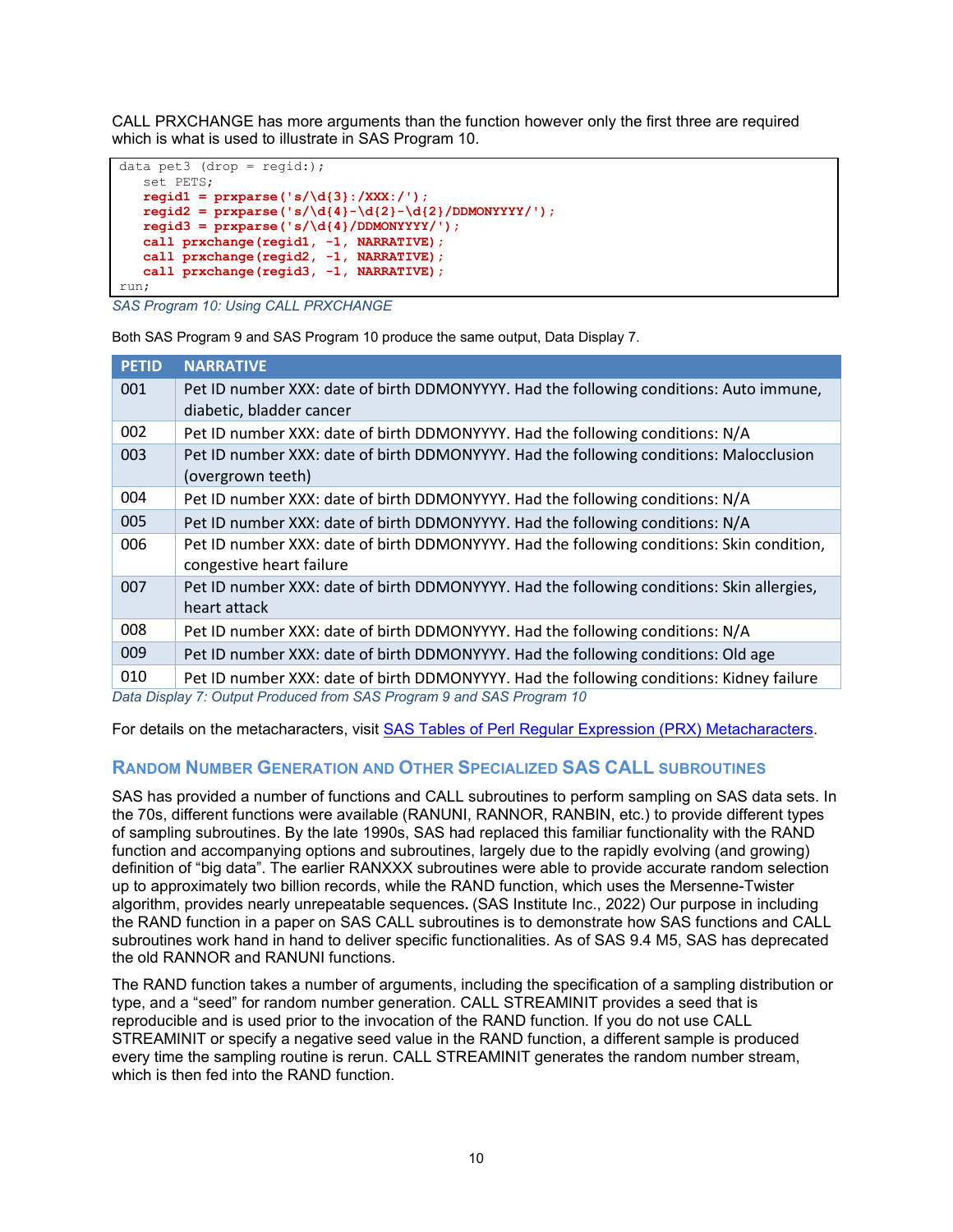CALL PRXCHANGE has more arguments than the function however only the first three are required which is what is used to illustrate in SAS Program 10.

```
data pet3 (drop = regid:);
   set PETS;
   regid1 = prxparse('s/\d{3}:/XXX:/');
   regid2 = prxparse('s/\d{4}-\d{2}-\d{2}/DDMONYYYY/');
   regid3 = prxparse('s/\d{4}/DDMONYYYY/');
   call prxchange(regid1, -1, NARRATIVE);
   call prxchange(regid2, -1, NARRATIVE);
   call prxchange(regid3, -1, NARRATIVE);
run;
```

*SAS Program 10: Using CALL PRXCHANGE*

Both SAS Program 9 and SAS Program 10 produce the same output, Data Display 7.

| PETID | NARRATIVE |
| --- | --- |
| 001 | Pet ID number XXX: date of birth DDMONYYYY. Had the following conditions: Auto immune, diabetic, bladder cancer |
| 002 | Pet ID number XXX: date of birth DDMONYYYY. Had the following conditions: N/A |
| 003 | Pet ID number XXX: date of birth DDMONYYYY. Had the following conditions: Malocclusion (overgrown teeth) |
| 004 | Pet ID number XXX: date of birth DDMONYYYY. Had the following conditions: N/A |
| 005 | Pet ID number XXX: date of birth DDMONYYYY. Had the following conditions: N/A |
| 006 | Pet ID number XXX: date of birth DDMONYYYY. Had the following conditions: Skin condition, congestive heart failure |
| 007 | Pet ID number XXX: date of birth DDMONYYYY. Had the following conditions: Skin allergies, heart attack |
| 008 | Pet ID number XXX: date of birth DDMONYYYY. Had the following conditions: N/A |
| 009 | Pet ID number XXX: date of birth DDMONYYYY. Had the following conditions: Old age |
| 010 | Pet ID number XXX: date of birth DDMONYYYY. Had the following conditions: Kidney failure |

*Data Display 7: Output Produced from SAS Program 9 and SAS Program 10*

For details on the metacharacters, visit [SAS Tables of Perl Regular Expression (PRX) Metacharacters].

## RANDOM NUMBER GENERATION AND OTHER SPECIALIZED SAS CALL SUBROUTINES

SAS has provided a number of functions and CALL subroutines to perform sampling on SAS data sets. In the 70s, different functions were available (RANUNI, RANNOR, RANBIN, etc.) to provide different types of sampling subroutines. By the late 1990s, SAS had replaced this familiar functionality with the RAND function and accompanying options and subroutines, largely due to the rapidly evolving (and growing) definition of "big data". The earlier RANXXX subroutines were able to provide accurate random selection up to approximately two billion records, while the RAND function, which uses the Mersenne-Twister algorithm, provides nearly unrepeatable sequences**.** (SAS Institute Inc., 2022) Our purpose in including the RAND function in a paper on SAS CALL subroutines is to demonstrate how SAS functions and CALL subroutines work hand in hand to deliver specific functionalities. As of SAS 9.4 M5, SAS has deprecated the old RANNOR and RANUNI functions.

The RAND function takes a number of arguments, including the specification of a sampling distribution or type, and a "seed" for random number generation. CALL STREAMINIT provides a seed that is reproducible and is used prior to the invocation of the RAND function. If you do not use CALL STREAMINIT or specify a negative seed value in the RAND function, a different sample is produced every time the sampling routine is rerun. CALL STREAMINIT generates the random number stream, which is then fed into the RAND function.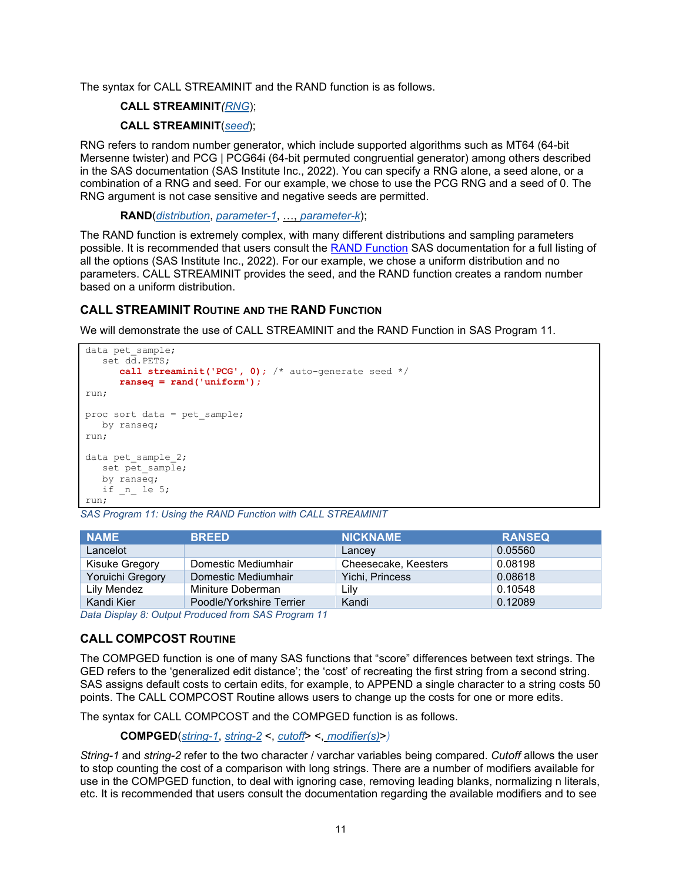The syntax for CALL STREAMINIT and the RAND function is as follows.

**CALL STREAMINIT**(*RNG*);

**CALL STREAMINIT**(*seed*);

RNG refers to random number generator, which include supported algorithms such as MT64 (64-bit Mersenne twister) and PCG | PCG64i (64-bit permuted congruential generator) among others described in the SAS documentation (SAS Institute Inc., 2022). You can specify a RNG alone, a seed alone, or a combination of a RNG and seed. For our example, we chose to use the PCG RNG and a seed of 0. The RNG argument is not case sensitive and negative seeds are permitted.

**RAND**(*distribution*, *parameter-1*, …, *parameter-k*);

The RAND function is extremely complex, with many different distributions and sampling parameters possible. It is recommended that users consult the RAND Function SAS documentation for a full listing of all the options (SAS Institute Inc., 2022). For our example, we chose a uniform distribution and no parameters. CALL STREAMINIT provides the seed, and the RAND function creates a random number based on a uniform distribution.

### CALL STREAMINIT Routine and the RAND Function

We will demonstrate the use of CALL STREAMINIT and the RAND Function in SAS Program 11.

```
data pet_sample;
   set dd.PETS;
       call streaminit('PCG', 0); /* auto-generate seed */
       ranseq = rand('uniform');
run;

proc sort data = pet_sample;
   by ranseq;
run;

data pet_sample_2;
   set pet_sample;
   by ranseq;
   if _n_ le 5;
run;
```

*SAS Program 11: Using the RAND Function with CALL STREAMINIT*

| NAME | BREED | NICKNAME | RANSEQ |
|---|---|---|---|
| Lancelot | | Lancey | 0.05560 |
| Kisuke Gregory | Domestic Mediumhair | Cheesecake, Keesters | 0.08198 |
| Yoruichi Gregory | Domestic Mediumhair | Yichi, Princess | 0.08618 |
| Lily Mendez | Miniture Doberman | Lily | 0.10548 |
| Kandi Kier | Poodle/Yorkshire Terrier | Kandi | 0.12089 |

*Data Display 8: Output Produced from SAS Program 11*

### CALL COMPCOST Routine

The COMPGED function is one of many SAS functions that "score" differences between text strings. The GED refers to the 'generalized edit distance'; the 'cost' of recreating the first string from a second string. SAS assigns default costs to certain edits, for example, to APPEND a single character to a string costs 50 points. The CALL COMPCOST Routine allows users to change up the costs for one or more edits.

The syntax for CALL COMPCOST and the COMPGED function is as follows.

**COMPGED**(*string-1*, *string-2* <, *cutoff*> <, *modifier(s)*>)

*String-1* and *string-2* refer to the two character / varchar variables being compared. *Cutoff* allows the user to stop counting the cost of a comparison with long strings. There are a number of modifiers available for use in the COMPGED function, to deal with ignoring case, removing leading blanks, normalizing n literals, etc. It is recommended that users consult the documentation regarding the available modifiers and to see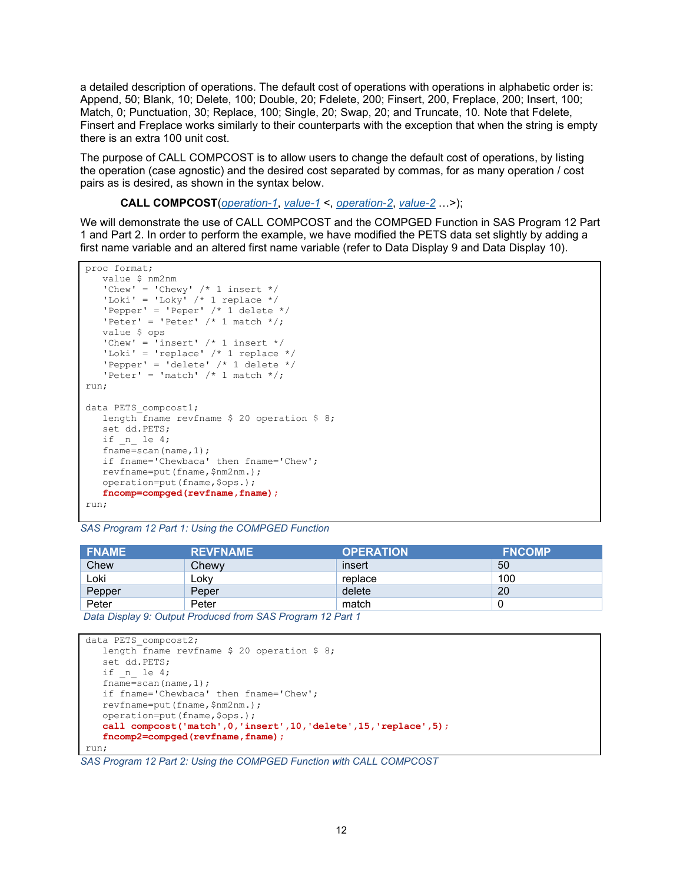a detailed description of operations. The default cost of operations with operations in alphabetic order is: Append, 50; Blank, 10; Delete, 100; Double, 20; Fdelete, 200; Finsert, 200, Freplace, 200; Insert, 100; Match, 0; Punctuation, 30; Replace, 100; Single, 20; Swap, 20; and Truncate, 10. Note that Fdelete, Finsert and Freplace works similarly to their counterparts with the exception that when the string is empty there is an extra 100 unit cost.

The purpose of CALL COMPCOST is to allow users to change the default cost of operations, by listing the operation (case agnostic) and the desired cost separated by commas, for as many operation / cost pairs as is desired, as shown in the syntax below.

**CALL COMPCOST**(*operation-1*, *value-1* <, *operation-2*, *value-2* …>);

We will demonstrate the use of CALL COMPCOST and the COMPGED Function in SAS Program 12 Part 1 and Part 2. In order to perform the example, we have modified the PETS data set slightly by adding a first name variable and an altered first name variable (refer to Data Display 9 and Data Display 10).

```
proc format;
   value $ nm2nm
   'Chew' = 'Chewy' /* 1 insert */
   'Loki' = 'Loky' /* 1 replace */
   'Pepper' = 'Peper' /* 1 delete */
   'Peter' = 'Peter' /* 1 match */;
   value $ ops
   'Chew' = 'insert' /* 1 insert */
   'Loki' = 'replace' /* 1 replace */
   'Pepper' = 'delete' /* 1 delete */
   'Peter' = 'match' /* 1 match */;
run;

data PETS_compcost1;
   length fname revfname $ 20 operation $ 8;
   set dd.PETS;
   if _n_ le 4;
   fname=scan(name,1);
   if fname='Chewbaca' then fname='Chew';
   revfname=put(fname,$nm2nm.);
   operation=put(fname,$ops.);
   fncomp=compged(revfname,fname);
run;
```

*SAS Program 12 Part 1: Using the COMPGED Function*

| FNAME | REVFNAME | OPERATION | FNCOMP |
|---|---|---|---|
| Chew | Chewy | insert | 50 |
| Loki | Loky | replace | 100 |
| Pepper | Peper | delete | 20 |
| Peter | Peter | match | 0 |

*Data Display 9: Output Produced from SAS Program 12 Part 1*

```
data PETS_compcost2;
   length fname revfname $ 20 operation $ 8;
   set dd.PETS;
   if _n_ le 4;
   fname=scan(name,1);
   if fname='Chewbaca' then fname='Chew';
   revfname=put(fname,$nm2nm.);
   operation=put(fname,$ops.);
   call compcost('match',0,'insert',10,'delete',15,'replace',5);
   fncomp2=compged(revfname,fname);
run;
```

*SAS Program 12 Part 2: Using the COMPGED Function with CALL COMPCOST*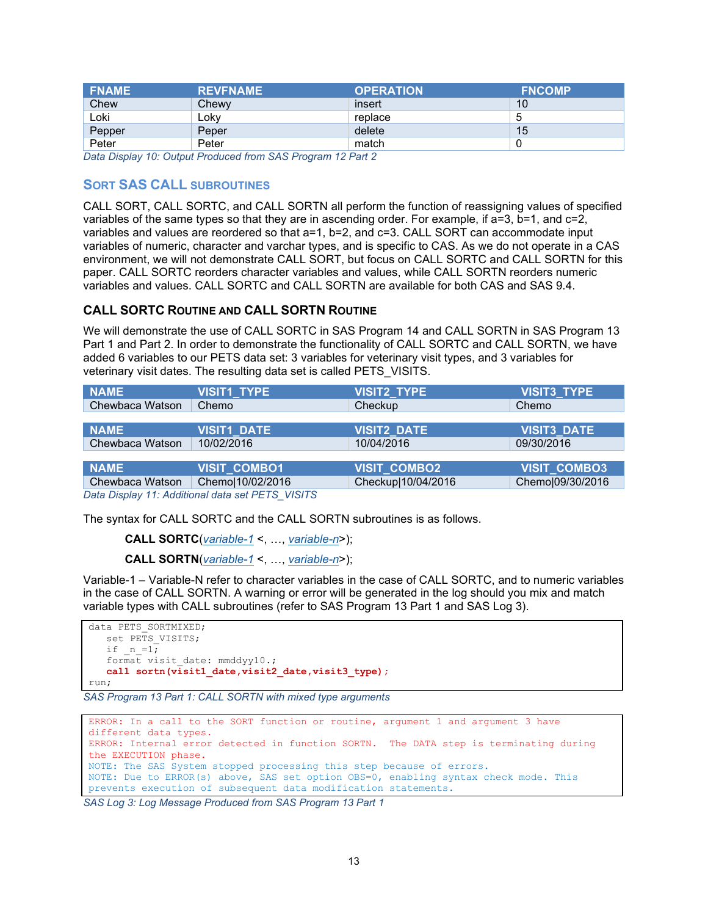| FNAME | REVFNAME | OPERATION | FNCOMP |
|---|---|---|---|
| Chew | Chewy | insert | 10 |
| Loki | Loky | replace | 5 |
| Pepper | Peper | delete | 15 |
| Peter | Peter | match | 0 |

*Data Display 10: Output Produced from SAS Program 12 Part 2*

## SORT SAS CALL SUBROUTINES

CALL SORT, CALL SORTC, and CALL SORTN all perform the function of reassigning values of specified variables of the same types so that they are in ascending order. For example, if a=3, b=1, and c=2, variables and values are reordered so that a=1, b=2, and c=3. CALL SORT can accommodate input variables of numeric, character and varchar types, and is specific to CAS. As we do not operate in a CAS environment, we will not demonstrate CALL SORT, but focus on CALL SORTC and CALL SORTN for this paper. CALL SORTC reorders character variables and values, while CALL SORTN reorders numeric variables and values. CALL SORTC and CALL SORTN are available for both CAS and SAS 9.4.

### CALL SORTC ROUTINE AND CALL SORTN ROUTINE

We will demonstrate the use of CALL SORTC in SAS Program 14 and CALL SORTN in SAS Program 13 Part 1 and Part 2. In order to demonstrate the functionality of CALL SORTC and CALL SORTN, we have added 6 variables to our PETS data set: 3 variables for veterinary visit types, and 3 variables for veterinary visit dates. The resulting data set is called PETS_VISITS.

| NAME | VISIT1_TYPE | VISIT2_TYPE | VISIT3_TYPE |
|---|---|---|---|
| Chewbaca Watson | Chemo | Checkup | Chemo |

| NAME | VISIT1_DATE | VISIT2_DATE | VISIT3_DATE |
|---|---|---|---|
| Chewbaca Watson | 10/02/2016 | 10/04/2016 | 09/30/2016 |

| NAME | VISIT_COMBO1 | VISIT_COMBO2 | VISIT_COMBO3 |
|---|---|---|---|
| Chewbaca Watson | Chemo\|10/02/2016 | Checkup\|10/04/2016 | Chemo\|09/30/2016 |

*Data Display 11: Additional data set PETS_VISITS*

The syntax for CALL SORTC and the CALL SORTN subroutines is as follows.

> **CALL SORTC**(variable-1 <, …, variable-n>);
>
> **CALL SORTN**(variable-1 <, …, variable-n>);

Variable-1 – Variable-N refer to character variables in the case of CALL SORTC, and to numeric variables in the case of CALL SORTN. A warning or error will be generated in the log should you mix and match variable types with CALL subroutines (refer to SAS Program 13 Part 1 and SAS Log 3).

```
data PETS_SORTMIXED;
   set PETS_VISITS;
   if _n_=1;
   format visit_date: mmddyy10.;
   call sortn(visit1_date,visit2_date,visit3_type);
run;
```

*SAS Program 13 Part 1: CALL SORTN with mixed type arguments*

```
ERROR: In a call to the SORT function or routine, argument 1 and argument 3 have
different data types.
ERROR: Internal error detected in function SORTN.  The DATA step is terminating during
the EXECUTION phase.
NOTE: The SAS System stopped processing this step because of errors.
NOTE: Due to ERROR(s) above, SAS set option OBS=0, enabling syntax check mode. This
prevents execution of subsequent data modification statements.
```

*SAS Log 3: Log Message Produced from SAS Program 13 Part 1*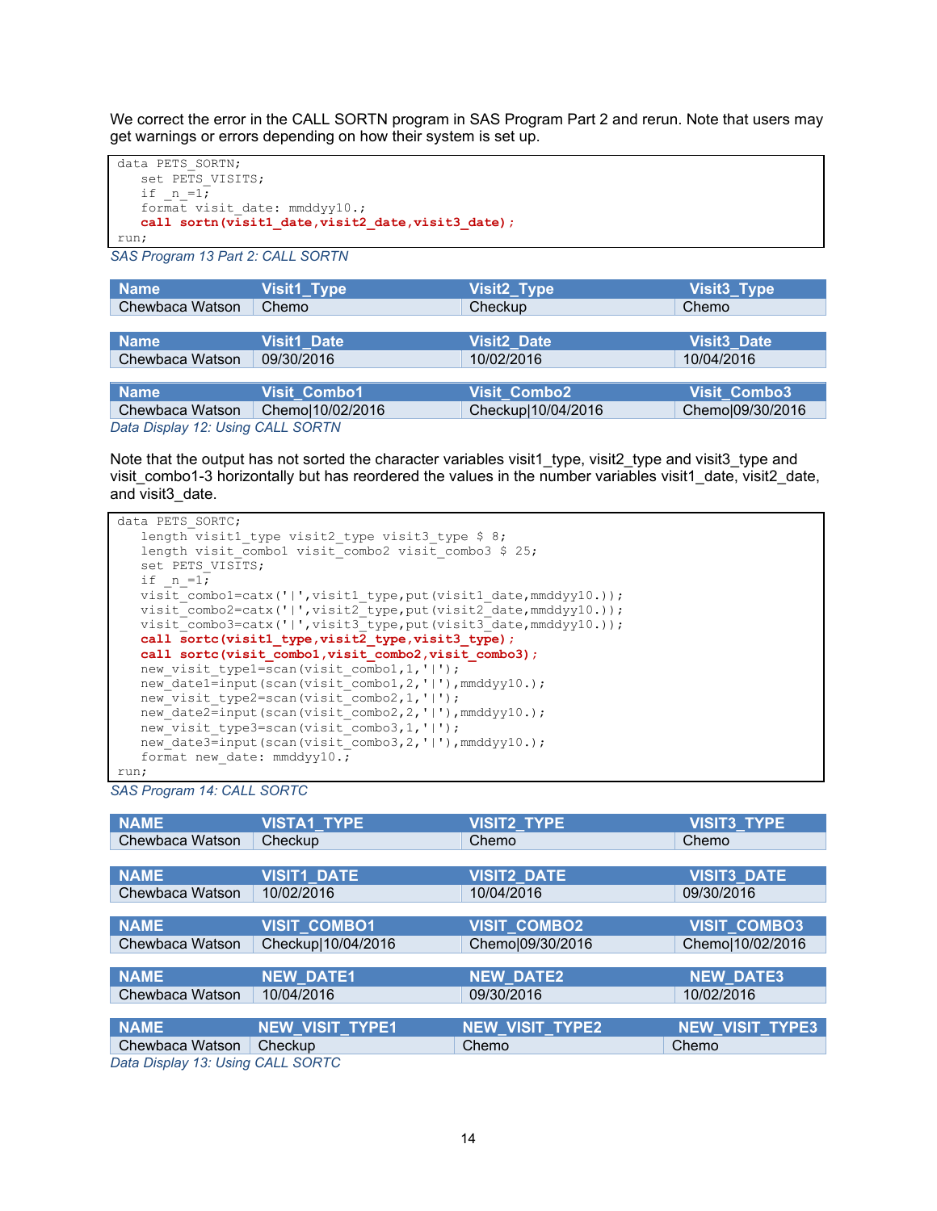We correct the error in the CALL SORTN program in SAS Program Part 2 and rerun. Note that users may get warnings or errors depending on how their system is set up.

```
data PETS_SORTN;
   set PETS_VISITS;
   if _n_=1;
   format visit_date: mmddyy10.;
   call sortn(visit1_date,visit2_date,visit3_date);
run;
```

*SAS Program 13 Part 2: CALL SORTN*

| Name | Visit1_Type | Visit2_Type | Visit3_Type |
|---|---|---|---|
| Chewbaca Watson | Chemo | Checkup | Chemo |

| Name | Visit1_Date | Visit2_Date | Visit3_Date |
|---|---|---|---|
| Chewbaca Watson | 09/30/2016 | 10/02/2016 | 10/04/2016 |

| Name | Visit_Combo1 | Visit_Combo2 | Visit_Combo3 |
|---|---|---|---|
| Chewbaca Watson | Chemo\|10/02/2016 | Checkup\|10/04/2016 | Chemo\|09/30/2016 |

*Data Display 12: Using CALL SORTN*

Note that the output has not sorted the character variables visit1_type, visit2_type and visit3_type and visit_combo1-3 horizontally but has reordered the values in the number variables visit1_date, visit2_date, and visit3_date.

```
data PETS_SORTC;
   length visit1_type visit2_type visit3_type $ 8;
   length visit_combo1 visit_combo2 visit_combo3 $ 25;
   set PETS_VISITS;
   if _n_=1;
   visit_combo1=catx('|',visit1_type,put(visit1_date,mmddyy10.));
   visit_combo2=catx('|',visit2_type,put(visit2_date,mmddyy10.));
   visit_combo3=catx('|',visit3_type,put(visit3_date,mmddyy10.));
   call sortc(visit1_type,visit2_type,visit3_type);
   call sortc(visit_combo1,visit_combo2,visit_combo3);
   new_visit_type1=scan(visit_combo1,1,'|');
   new_date1=input(scan(visit_combo1,2,'|'),mmddyy10.);
   new_visit_type2=scan(visit_combo2,1,'|');
   new_date2=input(scan(visit_combo2,2,'|'),mmddyy10.);
   new_visit_type3=scan(visit_combo3,1,'|');
   new_date3=input(scan(visit_combo3,2,'|'),mmddyy10.);
   format new_date: mmddyy10.;
run;
```

*SAS Program 14: CALL SORTC*

| NAME | VISTA1_TYPE | VISIT2_TYPE | VISIT3_TYPE |
|---|---|---|---|
| Chewbaca Watson | Checkup | Chemo | Chemo |

| NAME | VISIT1_DATE | VISIT2_DATE | VISIT3_DATE |
|---|---|---|---|
| Chewbaca Watson | 10/02/2016 | 10/04/2016 | 09/30/2016 |

| NAME | VISIT_COMBO1 | VISIT_COMBO2 | VISIT_COMBO3 |
|---|---|---|---|
| Chewbaca Watson | Checkup\|10/04/2016 | Chemo\|09/30/2016 | Chemo\|10/02/2016 |

| NAME | NEW_DATE1 | NEW_DATE2 | NEW_DATE3 |
|---|---|---|---|
| Chewbaca Watson | 10/04/2016 | 09/30/2016 | 10/02/2016 |

| NAME | NEW_VISIT_TYPE1 | NEW_VISIT_TYPE2 | NEW_VISIT_TYPE3 |
|---|---|---|---|
| Chewbaca Watson | Checkup | Chemo | Chemo |

*Data Display 13: Using CALL SORTC*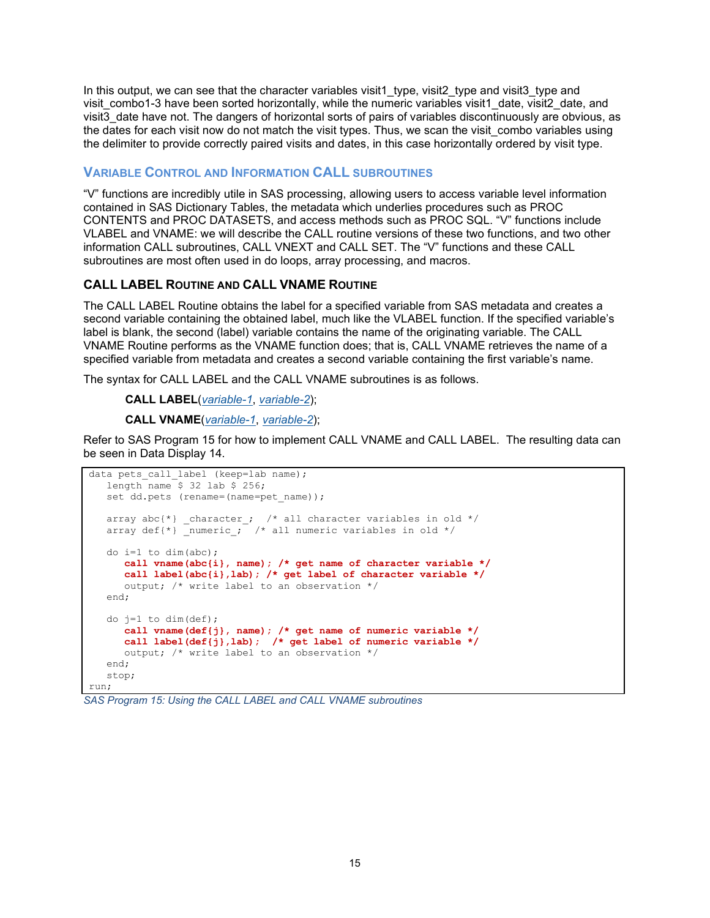In this output, we can see that the character variables visit1_type, visit2_type and visit3_type and visit_combo1-3 have been sorted horizontally, while the numeric variables visit1_date, visit2_date, and visit3_date have not. The dangers of horizontal sorts of pairs of variables discontinuously are obvious, as the dates for each visit now do not match the visit types. Thus, we scan the visit_combo variables using the delimiter to provide correctly paired visits and dates, in this case horizontally ordered by visit type.

## VARIABLE CONTROL AND INFORMATION CALL SUBROUTINES

"V" functions are incredibly utile in SAS processing, allowing users to access variable level information contained in SAS Dictionary Tables, the metadata which underlies procedures such as PROC CONTENTS and PROC DATASETS, and access methods such as PROC SQL. "V" functions include VLABEL and VNAME: we will describe the CALL routine versions of these two functions, and two other information CALL subroutines, CALL VNEXT and CALL SET. The "V" functions and these CALL subroutines are most often used in do loops, array processing, and macros.

### CALL LABEL ROUTINE AND CALL VNAME ROUTINE

The CALL LABEL Routine obtains the label for a specified variable from SAS metadata and creates a second variable containing the obtained label, much like the VLABEL function. If the specified variable's label is blank, the second (label) variable contains the name of the originating variable. The CALL VNAME Routine performs as the VNAME function does; that is, CALL VNAME retrieves the name of a specified variable from metadata and creates a second variable containing the first variable's name.

The syntax for CALL LABEL and the CALL VNAME subroutines is as follows.

**CALL LABEL**(*variable-1*, *variable-2*);

**CALL VNAME**(*variable-1*, *variable-2*);

Refer to SAS Program 15 for how to implement CALL VNAME and CALL LABEL. The resulting data can be seen in Data Display 14.

```
data pets_call_label (keep=lab name);
   length name $ 32 lab $ 256;
   set dd.pets (rename=(name=pet_name));

   array abc{*} _character_;  /* all character variables in old */
   array def{*} _numeric_;  /* all numeric variables in old */

   do i=1 to dim(abc);
      call vname(abc{i}, name); /* get name of character variable */
      call label(abc{i},lab); /* get label of character variable */
      output; /* write label to an observation */
   end;

   do j=1 to dim(def);
      call vname(def{j}, name); /* get name of numeric variable */
      call label(def{j},lab);  /* get label of numeric variable */
      output; /* write label to an observation */
   end;
   stop;
run;
```

*SAS Program 15: Using the CALL LABEL and CALL VNAME subroutines*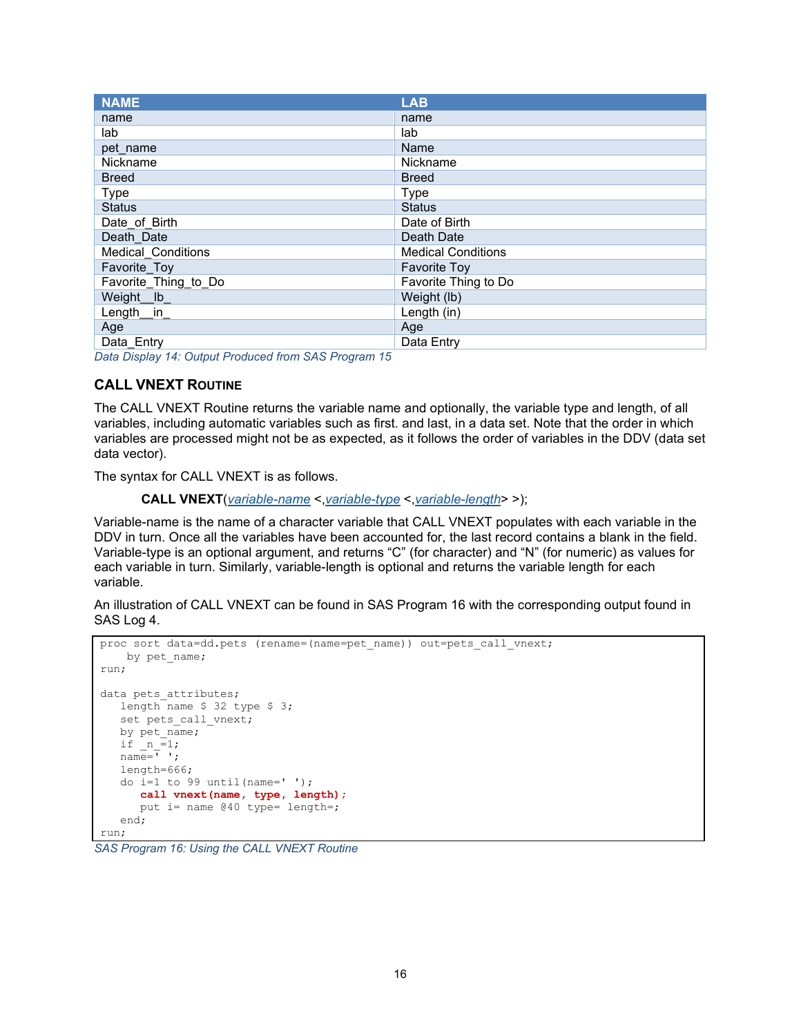| NAME | LAB |
| --- | --- |
| name | name |
| lab | lab |
| pet_name | Name |
| Nickname | Nickname |
| Breed | Breed |
| Type | Type |
| Status | Status |
| Date_of_Birth | Date of Birth |
| Death_Date | Death Date |
| Medical_Conditions | Medical Conditions |
| Favorite_Toy | Favorite Toy |
| Favorite_Thing_to_Do | Favorite Thing to Do |
| Weight__lb_ | Weight (lb) |
| Length__in_ | Length (in) |
| Age | Age |
| Data_Entry | Data Entry |

*Data Display 14: Output Produced from SAS Program 15*

### CALL VNEXT ROUTINE

The CALL VNEXT Routine returns the variable name and optionally, the variable type and length, of all variables, including automatic variables such as first. and last, in a data set. Note that the order in which variables are processed might not be as expected, as it follows the order of variables in the DDV (data set data vector).

The syntax for CALL VNEXT is as follows.

**CALL VNEXT**(*variable-name* <,*variable-type* <,*variable-length*> >);

Variable-name is the name of a character variable that CALL VNEXT populates with each variable in the DDV in turn. Once all the variables have been accounted for, the last record contains a blank in the field. Variable-type is an optional argument, and returns "C" (for character) and "N" (for numeric) as values for each variable in turn. Similarly, variable-length is optional and returns the variable length for each variable.

An illustration of CALL VNEXT can be found in SAS Program 16 with the corresponding output found in SAS Log 4.

```
proc sort data=dd.pets (rename=(name=pet_name)) out=pets_call_vnext;
     by pet_name;
run;

data pets_attributes;
   length name $ 32 type $ 3;
   set pets_call_vnext;
   by pet_name;
   if _n_=1;
   name=' ';
   length=666;
   do i=1 to 99 until(name=' ');
      call vnext(name, type, length);
      put i= name @40 type= length=;
   end;
run;
```

*SAS Program 16: Using the CALL VNEXT Routine*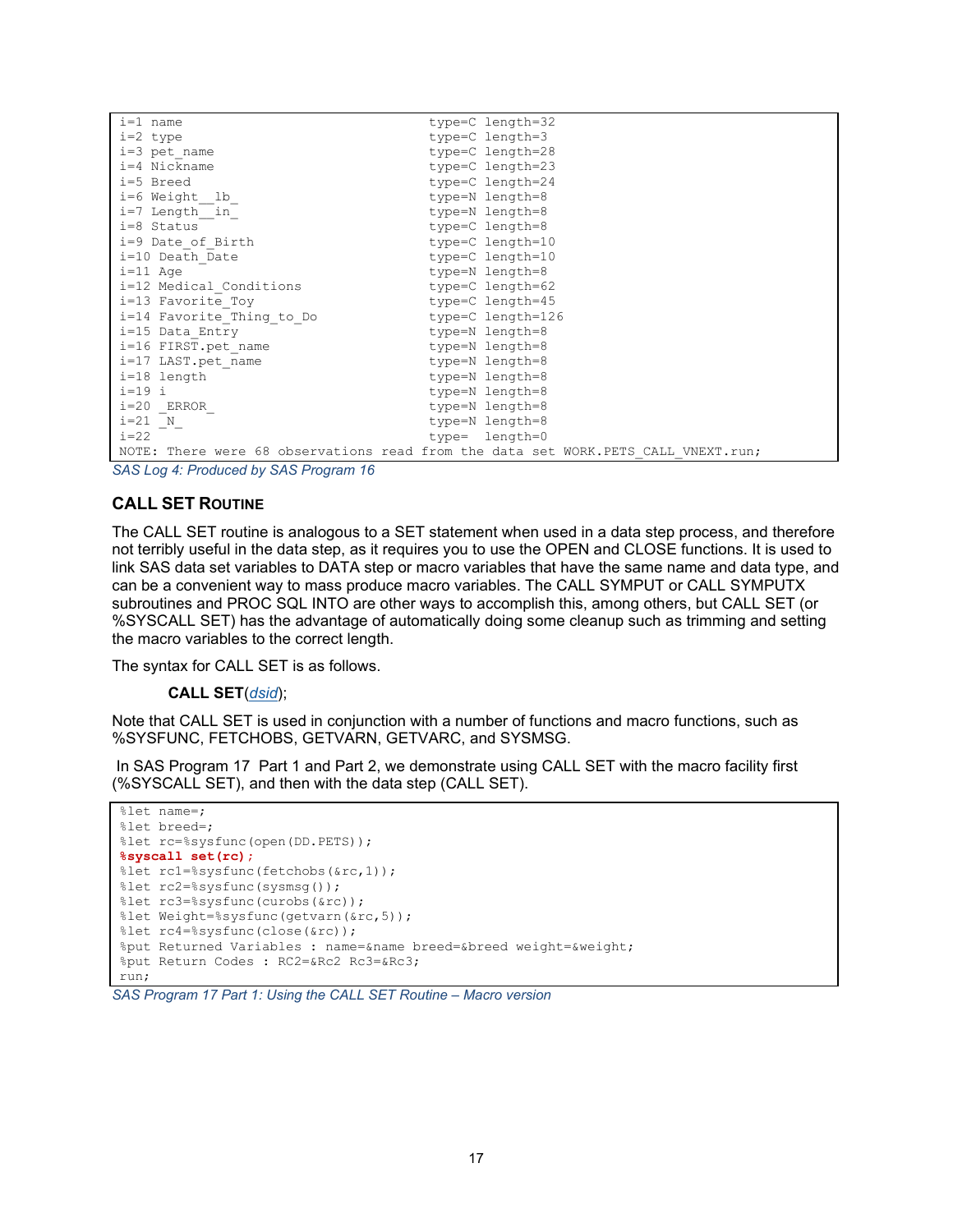```
i=1 name                                    type=C length=32
i=2 type                                    type=C length=3
i=3 pet_name                                type=C length=28
i=4 Nickname                                type=C length=23
i=5 Breed                                   type=C length=24
i=6 Weight__lb_                             type=N length=8
i=7 Length__in_                             type=N length=8
i=8 Status                                  type=C length=8
i=9 Date_of_Birth                           type=C length=10
i=10 Death_Date                             type=C length=10
i=11 Age                                    type=N length=8
i=12 Medical_Conditions                     type=C length=62
i=13 Favorite_Toy                           type=C length=45
i=14 Favorite_Thing_to_Do                   type=C length=126
i=15 Data_Entry                             type=N length=8
i=16 FIRST.pet_name                         type=N length=8
i=17 LAST.pet_name                          type=N length=8
i=18 length                                 type=N length=8
i=19 i                                      type=N length=8
i=20 _ERROR_                                type=N length=8
i=21 _N_                                    type=N length=8
i=22                                        type=  length=0
NOTE: There were 68 observations read from the data set WORK.PETS_CALL_VNEXT.run;
```

*SAS Log 4: Produced by SAS Program 16*

### CALL SET ROUTINE

The CALL SET routine is analogous to a SET statement when used in a data step process, and therefore not terribly useful in the data step, as it requires you to use the OPEN and CLOSE functions. It is used to link SAS data set variables to DATA step or macro variables that have the same name and data type, and can be a convenient way to mass produce macro variables. The CALL SYMPUT or CALL SYMPUTX subroutines and PROC SQL INTO are other ways to accomplish this, among others, but CALL SET (or %SYSCALL SET) has the advantage of automatically doing some cleanup such as trimming and setting the macro variables to the correct length.

The syntax for CALL SET is as follows.

> **CALL SET**(*dsid*);

Note that CALL SET is used in conjunction with a number of functions and macro functions, such as %SYSFUNC, FETCHOBS, GETVARN, GETVARC, and SYSMSG.

In SAS Program 17 Part 1 and Part 2, we demonstrate using CALL SET with the macro facility first (%SYSCALL SET), and then with the data step (CALL SET).

```
%let name=;
%let breed=;
%let rc=%sysfunc(open(DD.PETS));
%syscall set(rc);
%let rc1=%sysfunc(fetchobs(&rc,1));
%let rc2=%sysfunc(sysmsg());
%let rc3=%sysfunc(curobs(&rc));
%let Weight=%sysfunc(getvarn(&rc,5));
%let rc4=%sysfunc(close(&rc));
%put Returned Variables : name=&name breed=&breed weight=&weight;
%put Return Codes : RC2=&Rc2 Rc3=&Rc3;
run;
```

*SAS Program 17 Part 1: Using the CALL SET Routine – Macro version*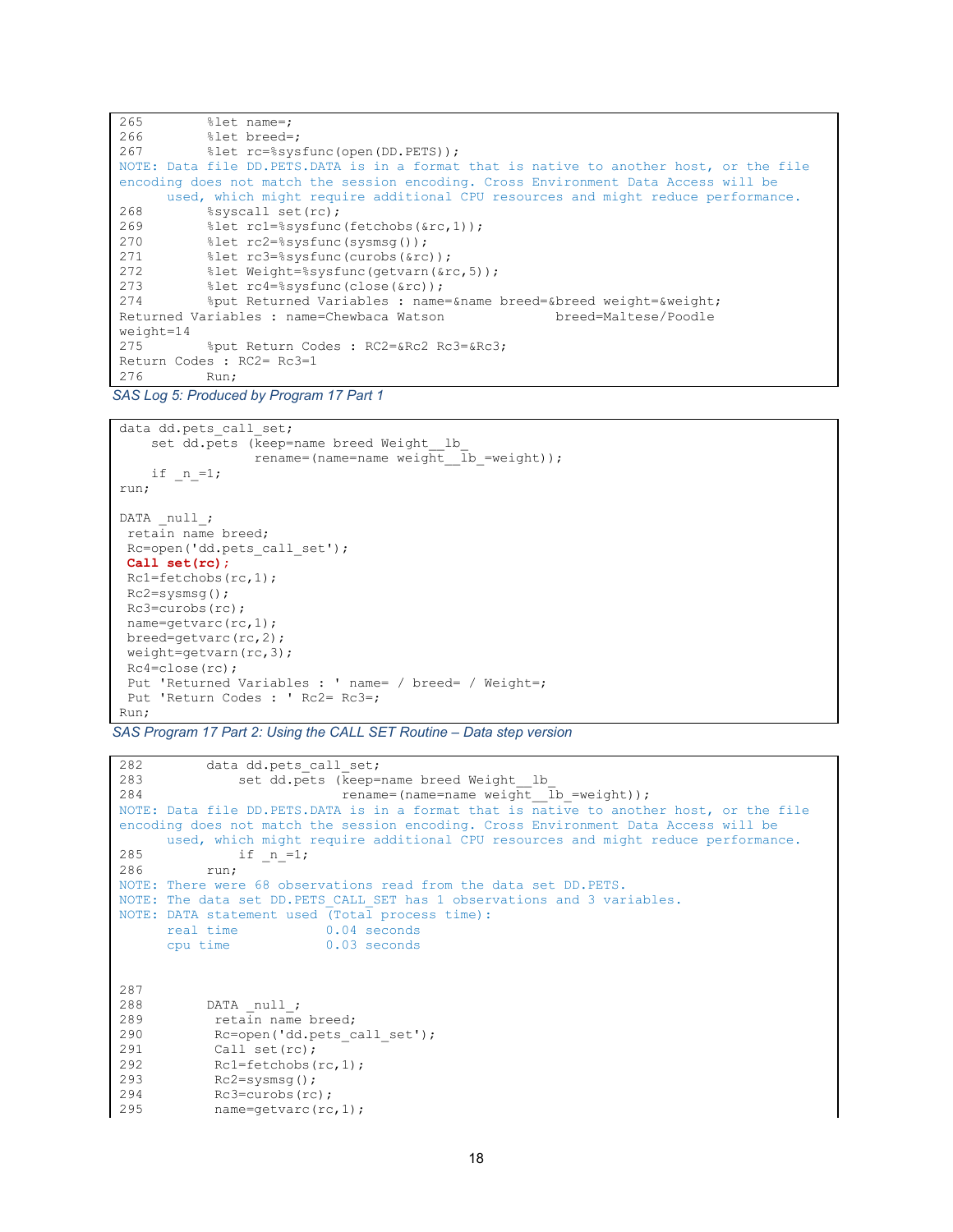```
265        %let name=;
266        %let breed=;
267        %let rc=%sysfunc(open(DD.PETS));
NOTE: Data file DD.PETS.DATA is in a format that is native to another host, or the file
encoding does not match the session encoding. Cross Environment Data Access will be
      used, which might require additional CPU resources and might reduce performance.
268        %syscall set(rc);
269        %let rc1=%sysfunc(fetchobs(&rc,1));
270        %let rc2=%sysfunc(sysmsg());
271        %let rc3=%sysfunc(curobs(&rc));
272        %let Weight=%sysfunc(getvarn(&rc,5));
273        %let rc4=%sysfunc(close(&rc));
274        %put Returned Variables : name=&name breed=&breed weight=&weight;
Returned Variables : name=Chewbaca Watson              breed=Maltese/Poodle
weight=14
275        %put Return Codes : RC2=&Rc2 Rc3=&Rc3;
Return Codes : RC2= Rc3=1
276        Run;
```

*SAS Log 5: Produced by Program 17 Part 1*

```
data dd.pets_call_set;
    set dd.pets (keep=name breed Weight__lb_
                 rename=(name=name weight__lb_=weight));
    if _n_=1;
run;

DATA _null_;
 retain name breed;
 Rc=open('dd.pets_call_set');
 Call set(rc);
 Rc1=fetchobs(rc,1);
 Rc2=sysmsg();
 Rc3=curobs(rc);
 name=getvarc(rc,1);
 breed=getvarc(rc,2);
 weight=getvarn(rc,3);
 Rc4=close(rc);
 Put 'Returned Variables : ' name= / breed= / Weight=;
 Put 'Return Codes : ' Rc2= Rc3=;
Run;
```

*SAS Program 17 Part 2: Using the CALL SET Routine – Data step version*

```
282        data dd.pets_call_set;
283            set dd.pets (keep=name breed Weight__lb_
284                         rename=(name=name weight__lb_=weight));
NOTE: Data file DD.PETS.DATA is in a format that is native to another host, or the file
encoding does not match the session encoding. Cross Environment Data Access will be
      used, which might require additional CPU resources and might reduce performance.
285            if _n_=1;
286        run;
NOTE: There were 68 observations read from the data set DD.PETS.
NOTE: The data set DD.PETS_CALL_SET has 1 observations and 3 variables.
NOTE: DATA statement used (Total process time):
      real time           0.04 seconds
      cpu time            0.03 seconds


287
288        DATA _null_;
289         retain name breed;
290         Rc=open('dd.pets_call_set');
291         Call set(rc);
292         Rc1=fetchobs(rc,1);
293         Rc2=sysmsg();
294         Rc3=curobs(rc);
295         name=getvarc(rc,1);
```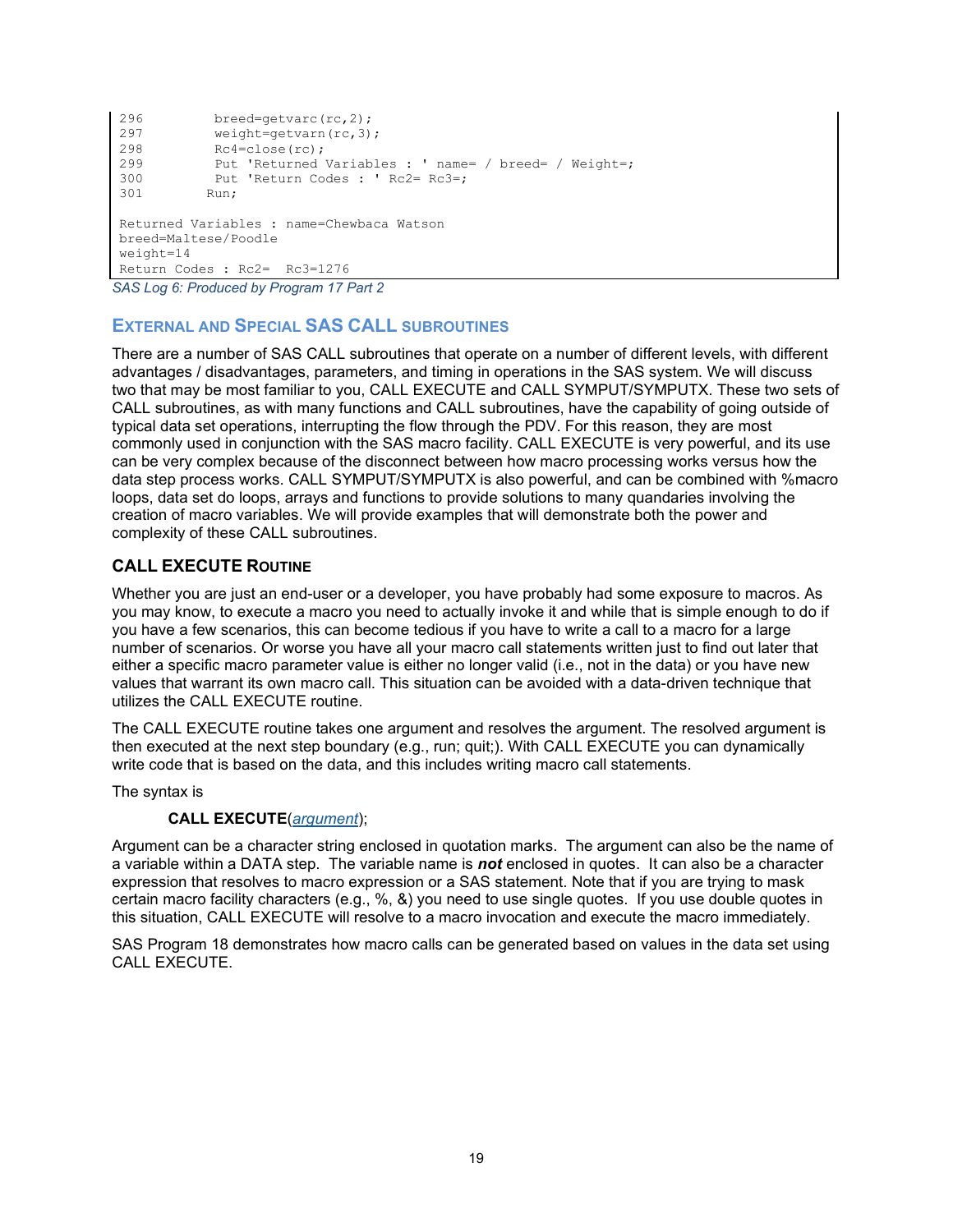```
296         breed=getvarc(rc,2);
297         weight=getvarn(rc,3);
298         Rc4=close(rc);
299         Put 'Returned Variables : ' name= / breed= / Weight=;
300         Put 'Return Codes : ' Rc2= Rc3=;
301        Run;

Returned Variables : name=Chewbaca Watson
breed=Maltese/Poodle
weight=14
Return Codes : Rc2=  Rc3=1276
```

*SAS Log 6: Produced by Program 17 Part 2*

## EXTERNAL AND SPECIAL SAS CALL SUBROUTINES

There are a number of SAS CALL subroutines that operate on a number of different levels, with different advantages / disadvantages, parameters, and timing in operations in the SAS system. We will discuss two that may be most familiar to you, CALL EXECUTE and CALL SYMPUT/SYMPUTX. These two sets of CALL subroutines, as with many functions and CALL subroutines, have the capability of going outside of typical data set operations, interrupting the flow through the PDV. For this reason, they are most commonly used in conjunction with the SAS macro facility. CALL EXECUTE is very powerful, and its use can be very complex because of the disconnect between how macro processing works versus how the data step process works. CALL SYMPUT/SYMPUTX is also powerful, and can be combined with %macro loops, data set do loops, arrays and functions to provide solutions to many quandaries involving the creation of macro variables. We will provide examples that will demonstrate both the power and complexity of these CALL subroutines.

### CALL EXECUTE ROUTINE

Whether you are just an end-user or a developer, you have probably had some exposure to macros. As you may know, to execute a macro you need to actually invoke it and while that is simple enough to do if you have a few scenarios, this can become tedious if you have to write a call to a macro for a large number of scenarios. Or worse you have all your macro call statements written just to find out later that either a specific macro parameter value is either no longer valid (i.e., not in the data) or you have new values that warrant its own macro call. This situation can be avoided with a data-driven technique that utilizes the CALL EXECUTE routine.

The CALL EXECUTE routine takes one argument and resolves the argument. The resolved argument is then executed at the next step boundary (e.g., run; quit;). With CALL EXECUTE you can dynamically write code that is based on the data, and this includes writing macro call statements.

The syntax is

**CALL EXECUTE**(*argument*);

Argument can be a character string enclosed in quotation marks. The argument can also be the name of a variable within a DATA step. The variable name is ***not*** enclosed in quotes. It can also be a character expression that resolves to macro expression or a SAS statement. Note that if you are trying to mask certain macro facility characters (e.g., %, &) you need to use single quotes. If you use double quotes in this situation, CALL EXECUTE will resolve to a macro invocation and execute the macro immediately.

SAS Program 18 demonstrates how macro calls can be generated based on values in the data set using CALL EXECUTE.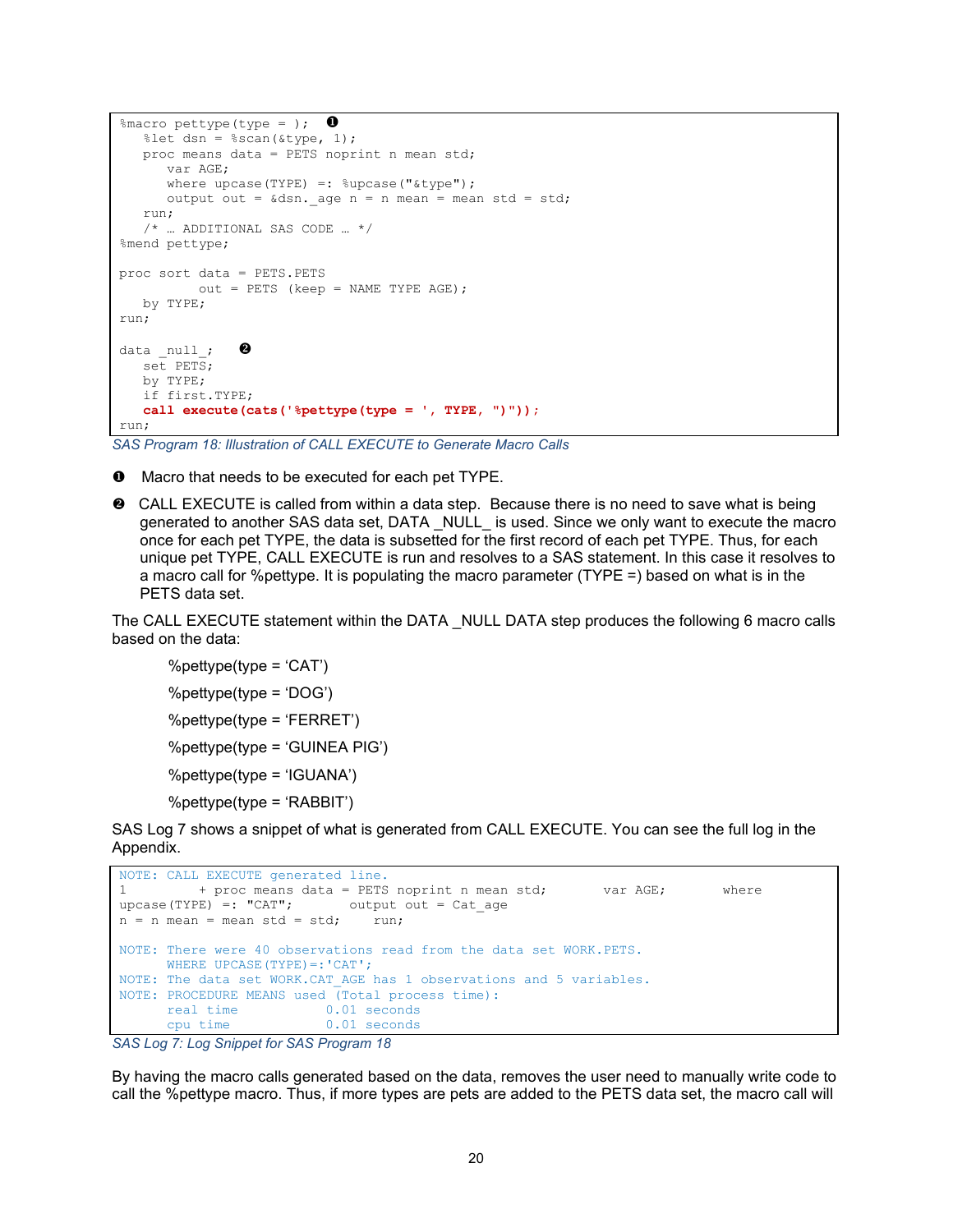```
%macro pettype(type = );  ❶
   %let dsn = %scan(&type, 1);
   proc means data = PETS noprint n mean std;
      var AGE;
      where upcase(TYPE) =: %upcase("&type");
      output out = &dsn._age n = n mean = mean std = std;
   run;
   /* … ADDITIONAL SAS CODE … */
%mend pettype;

proc sort data = PETS.PETS
          out = PETS (keep = NAME TYPE AGE);
   by TYPE;
run;

data _null_;   ❷
   set PETS;
   by TYPE;
   if first.TYPE;
   call execute(cats('%pettype(type = ', TYPE, ")"));
run;
```

*SAS Program 18: Illustration of CALL EXECUTE to Generate Macro Calls*

❶ Macro that needs to be executed for each pet TYPE.

❷ CALL EXECUTE is called from within a data step. Because there is no need to save what is being generated to another SAS data set, DATA _NULL_ is used. Since we only want to execute the macro once for each pet TYPE, the data is subsetted for the first record of each pet TYPE. Thus, for each unique pet TYPE, CALL EXECUTE is run and resolves to a SAS statement. In this case it resolves to a macro call for %pettype. It is populating the macro parameter (TYPE =) based on what is in the PETS data set.

The CALL EXECUTE statement within the DATA _NULL DATA step produces the following 6 macro calls based on the data:

%pettype(type = 'CAT')

%pettype(type = 'DOG')

%pettype(type = 'FERRET')

%pettype(type = 'GUINEA PIG')

%pettype(type = 'IGUANA')

%pettype(type = 'RABBIT')

SAS Log 7 shows a snippet of what is generated from CALL EXECUTE. You can see the full log in the Appendix.

```
NOTE: CALL EXECUTE generated line.
1         + proc means data = PETS noprint n mean std;       var AGE;       where
upcase(TYPE) =: "CAT";       output out = Cat_age
n = n mean = mean std = std;     run;

NOTE: There were 40 observations read from the data set WORK.PETS.
      WHERE UPCASE(TYPE)=:'CAT';
NOTE: The data set WORK.CAT_AGE has 1 observations and 5 variables.
NOTE: PROCEDURE MEANS used (Total process time):
      real time           0.01 seconds
      cpu time            0.01 seconds
```

*SAS Log 7: Log Snippet for SAS Program 18*

By having the macro calls generated based on the data, removes the user need to manually write code to call the %pettype macro. Thus, if more types are pets are added to the PETS data set, the macro call will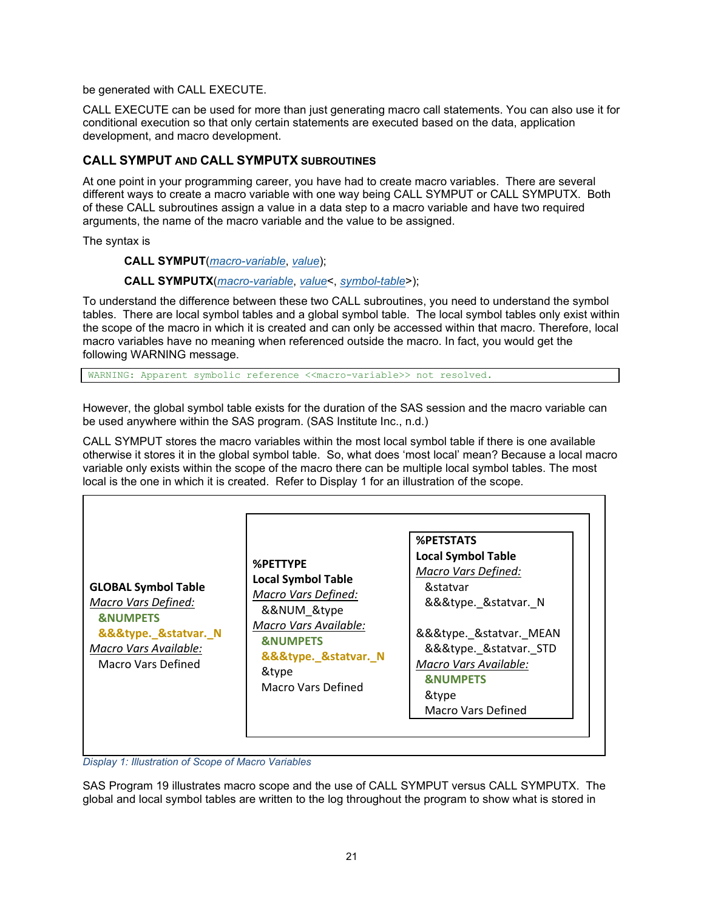be generated with CALL EXECUTE.

CALL EXECUTE can be used for more than just generating macro call statements. You can also use it for conditional execution so that only certain statements are executed based on the data, application development, and macro development.

### CALL SYMPUT AND CALL SYMPUTX SUBROUTINES

At one point in your programming career, you have had to create macro variables. There are several different ways to create a macro variable with one way being CALL SYMPUT or CALL SYMPUTX. Both of these CALL subroutines assign a value in a data step to a macro variable and have two required arguments, the name of the macro variable and the value to be assigned.

The syntax is

> **CALL SYMPUT**(*macro-variable*, *value*);
>
> **CALL SYMPUTX**(*macro-variable*, *value*<, *symbol-table*>);

To understand the difference between these two CALL subroutines, you need to understand the symbol tables. There are local symbol tables and a global symbol table. The local symbol tables only exist within the scope of the macro in which it is created and can only be accessed within that macro. Therefore, local macro variables have no meaning when referenced outside the macro. In fact, you would get the following WARNING message.

```
WARNING: Apparent symbolic reference <<macro-variable>> not resolved.
```

However, the global symbol table exists for the duration of the SAS session and the macro variable can be used anywhere within the SAS program. (SAS Institute Inc., n.d.)

CALL SYMPUT stores the macro variables within the most local symbol table if there is one available otherwise it stores it in the global symbol table. So, what does 'most local' mean? Because a local macro variable only exists within the scope of the macro there can be multiple local symbol tables. The most local is the one in which it is created. Refer to Display 1 for an illustration of the scope.

**GLOBAL Symbol Table**
*Macro Vars Defined:*
- **&NUMPETS**
- **&&&type._&statvar._N**

*Macro Vars Available:*
- Macro Vars Defined

**%PETTYPE**
**Local Symbol Table**
*Macro Vars Defined:*
- &&NUM_&type

*Macro Vars Available:*
- **&NUMPETS**
- **&&&type._&statvar._N**
- &type
- Macro Vars Defined

**%PETSTATS**
**Local Symbol Table**
*Macro Vars Defined:*
- &statvar
- &&&type._&statvar._N
- &&&type._&statvar._MEAN
- &&&type._&statvar._STD

*Macro Vars Available:*
- **&NUMPETS**
- &type
- Macro Vars Defined

*Display 1: Illustration of Scope of Macro Variables*

SAS Program 19 illustrates macro scope and the use of CALL SYMPUT versus CALL SYMPUTX. The global and local symbol tables are written to the log throughout the program to show what is stored in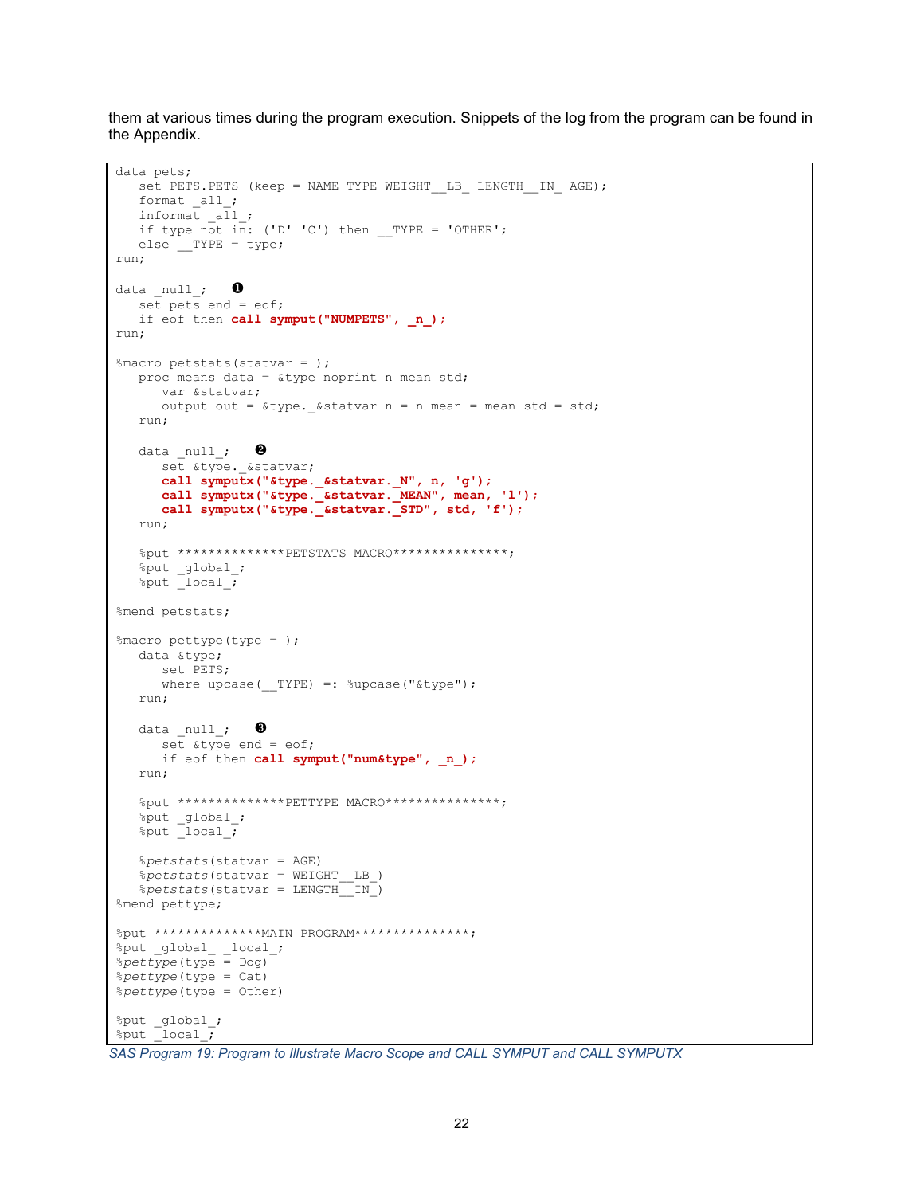them at various times during the program execution. Snippets of the log from the program can be found in the Appendix.

```
data pets;
   set PETS.PETS (keep = NAME TYPE WEIGHT__LB_ LENGTH__IN_ AGE);
   format _all_;
   informat _all_;
   if type not in: ('D' 'C') then __TYPE = 'OTHER';
   else __TYPE = type;
run;

data _null_;   ❶
   set pets end = eof;
   if eof then call symput("NUMPETS", _n_);
run;

%macro petstats(statvar = );
   proc means data = &type noprint n mean std;
      var &statvar;
      output out = &type._&statvar n = n mean = mean std = std;
   run;

   data _null_;   ❷
      set &type._&statvar;
      call symputx("&type._&statvar._N", n, 'g');
      call symputx("&type._&statvar._MEAN", mean, 'l');
      call symputx("&type._&statvar._STD", std, 'f');
   run;

   %put **************PETSTATS MACRO***************;
   %put _global_;
   %put _local_;

%mend petstats;

%macro pettype(type = );
   data &type;
      set PETS;
      where upcase(__TYPE) =: %upcase("&type");
   run;

   data _null_;   ❸
      set &type end = eof;
      if eof then call symput("num&type", _n_);
   run;

   %put **************PETTYPE MACRO***************;
   %put _global_;
   %put _local_;

   %petstats(statvar = AGE)
   %petstats(statvar = WEIGHT__LB_)
   %petstats(statvar = LENGTH__IN_)
%mend pettype;

%put **************MAIN PROGRAM***************;
%put _global_ _local_;
%pettype(type = Dog)
%pettype(type = Cat)
%pettype(type = Other)

%put _global_;
%put _local_;
```

*SAS Program 19: Program to Illustrate Macro Scope and CALL SYMPUT and CALL SYMPUTX*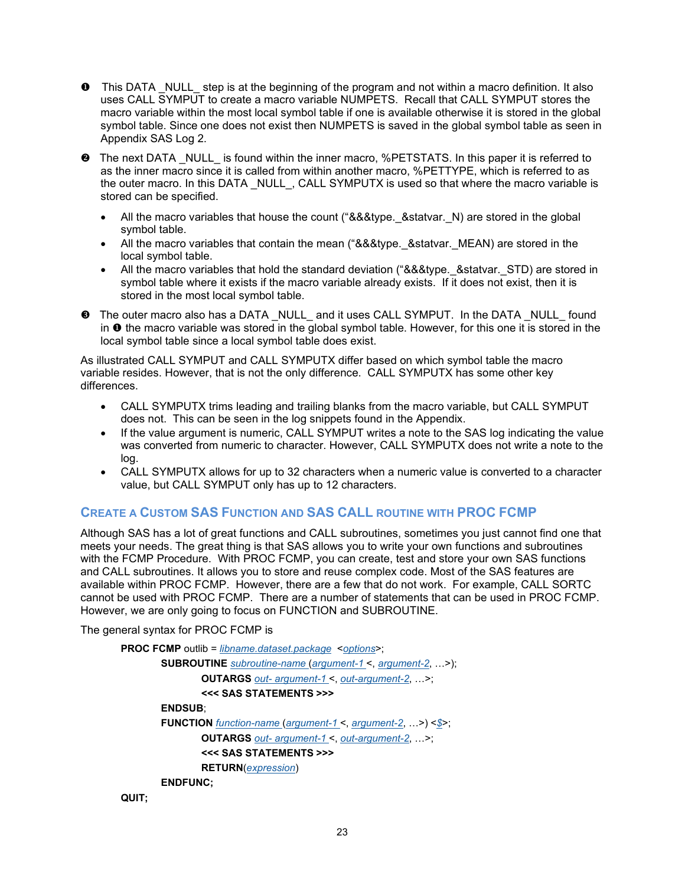➊ This DATA _NULL_ step is at the beginning of the program and not within a macro definition. It also uses CALL SYMPUT to create a macro variable NUMPETS. Recall that CALL SYMPUT stores the macro variable within the most local symbol table if one is available otherwise it is stored in the global symbol table. Since one does not exist then NUMPETS is saved in the global symbol table as seen in Appendix SAS Log 2.

➋ The next DATA _NULL_ is found within the inner macro, %PETSTATS. In this paper it is referred to as the inner macro since it is called from within another macro, %PETTYPE, which is referred to as the outer macro. In this DATA _NULL_, CALL SYMPUTX is used so that where the macro variable is stored can be specified.

- All the macro variables that house the count ("&&&type._&statvar._N) are stored in the global symbol table.
- All the macro variables that contain the mean ("&&&type._&statvar._MEAN) are stored in the local symbol table.
- All the macro variables that hold the standard deviation ("&&&type._&statvar._STD) are stored in symbol table where it exists if the macro variable already exists. If it does not exist, then it is stored in the most local symbol table.

➌ The outer macro also has a DATA _NULL_ and it uses CALL SYMPUT. In the DATA _NULL_ found in ➊ the macro variable was stored in the global symbol table. However, for this one it is stored in the local symbol table since a local symbol table does exist.

As illustrated CALL SYMPUT and CALL SYMPUTX differ based on which symbol table the macro variable resides. However, that is not the only difference. CALL SYMPUTX has some other key differences.

- CALL SYMPUTX trims leading and trailing blanks from the macro variable, but CALL SYMPUT does not. This can be seen in the log snippets found in the Appendix.
- If the value argument is numeric, CALL SYMPUT writes a note to the SAS log indicating the value was converted from numeric to character. However, CALL SYMPUTX does not write a note to the log.
- CALL SYMPUTX allows for up to 32 characters when a numeric value is converted to a character value, but CALL SYMPUT only has up to 12 characters.

## Create a Custom SAS Function and SAS CALL Routine with PROC FCMP

Although SAS has a lot of great functions and CALL subroutines, sometimes you just cannot find one that meets your needs. The great thing is that SAS allows you to write your own functions and subroutines with the FCMP Procedure. With PROC FCMP, you can create, test and store your own SAS functions and CALL subroutines. It allows you to store and reuse complex code. Most of the SAS features are available within PROC FCMP. However, there are a few that do not work. For example, CALL SORTC cannot be used with PROC FCMP. There are a number of statements that can be used in PROC FCMP. However, we are only going to focus on FUNCTION and SUBROUTINE.

The general syntax for PROC FCMP is

```
PROC FCMP outlib = libname.dataset.package  <options>;
     SUBROUTINE subroutine-name (argument-1 <, argument-2, …>);
          OUTARGS out- argument-1 <, out-argument-2, …>;
          <<< SAS STATEMENTS >>>
     ENDSUB;
     FUNCTION function-name (argument-1 <, argument-2, …>) <$>;
          OUTARGS out- argument-1 <, out-argument-2, …>;
          <<< SAS STATEMENTS >>>
          RETURN(expression)
     ENDFUNC;
QUIT;
```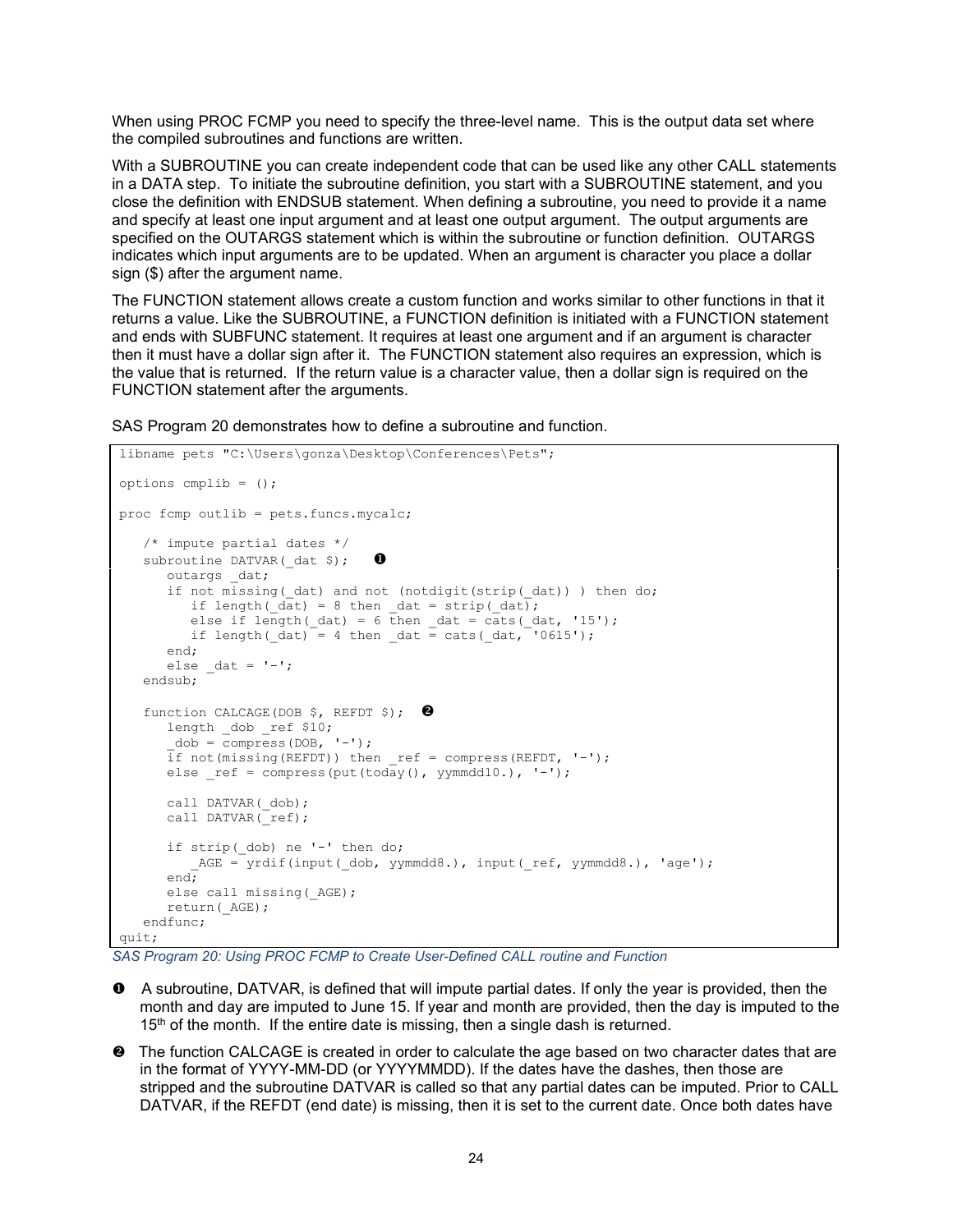When using PROC FCMP you need to specify the three-level name. This is the output data set where the compiled subroutines and functions are written.

With a SUBROUTINE you can create independent code that can be used like any other CALL statements in a DATA step. To initiate the subroutine definition, you start with a SUBROUTINE statement, and you close the definition with ENDSUB statement. When defining a subroutine, you need to provide it a name and specify at least one input argument and at least one output argument. The output arguments are specified on the OUTARGS statement which is within the subroutine or function definition. OUTARGS indicates which input arguments are to be updated. When an argument is character you place a dollar sign ($) after the argument name.

The FUNCTION statement allows create a custom function and works similar to other functions in that it returns a value. Like the SUBROUTINE, a FUNCTION definition is initiated with a FUNCTION statement and ends with SUBFUNC statement. It requires at least one argument and if an argument is character then it must have a dollar sign after it. The FUNCTION statement also requires an expression, which is the value that is returned. If the return value is a character value, then a dollar sign is required on the FUNCTION statement after the arguments.

SAS Program 20 demonstrates how to define a subroutine and function.

```
libname pets "C:\Users\gonza\Desktop\Conferences\Pets";

options cmplib = ();

proc fcmp outlib = pets.funcs.mycalc;

   /* impute partial dates */
   subroutine DATVAR(_dat $);   ❶
      outargs _dat;
      if not missing(_dat) and not (notdigit(strip(_dat)) ) then do;
         if length(_dat) = 8 then _dat = strip(_dat);
         else if length(_dat) = 6 then _dat = cats(_dat, '15');
         if length(_dat) = 4 then _dat = cats(_dat, '0615');
      end;
      else _dat = '-';
   endsub;

   function CALCAGE(DOB $, REFDT $);   ❷
      length _dob _ref $10;
      _dob = compress(DOB, '-');
      if not(missing(REFDT)) then _ref = compress(REFDT, '-');
      else _ref = compress(put(today(), yymmdd10.), '-');

      call DATVAR(_dob);
      call DATVAR(_ref);

      if strip(_dob) ne '-' then do;
         _AGE = yrdif(input(_dob, yymmdd8.), input(_ref, yymmdd8.), 'age');
      end;
      else call missing(_AGE);
      return(_AGE);
   endfunc;
quit;
```

*SAS Program 20: Using PROC FCMP to Create User-Defined CALL routine and Function*

❶ A subroutine, DATVAR, is defined that will impute partial dates. If only the year is provided, then the month and day are imputed to June 15. If year and month are provided, then the day is imputed to the 15th of the month. If the entire date is missing, then a single dash is returned.

❷ The function CALCAGE is created in order to calculate the age based on two character dates that are in the format of YYYY-MM-DD (or YYYYMMDD). If the dates have the dashes, then those are stripped and the subroutine DATVAR is called so that any partial dates can be imputed. Prior to CALL DATVAR, if the REFDT (end date) is missing, then it is set to the current date. Once both dates have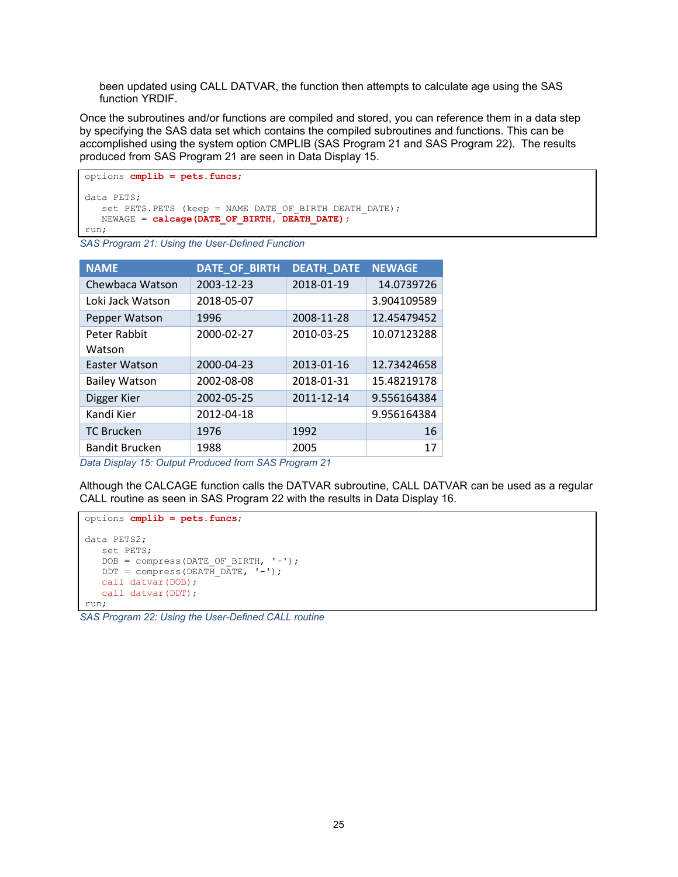been updated using CALL DATVAR, the function then attempts to calculate age using the SAS function YRDIF.

Once the subroutines and/or functions are compiled and stored, you can reference them in a data step by specifying the SAS data set which contains the compiled subroutines and functions. This can be accomplished using the system option CMPLIB (SAS Program 21 and SAS Program 22). The results produced from SAS Program 21 are seen in Data Display 15.

```
options cmplib = pets.funcs;

data PETS;
   set PETS.PETS (keep = NAME DATE_OF_BIRTH DEATH_DATE);
   NEWAGE = calcage(DATE_OF_BIRTH, DEATH_DATE);
run;
```

*SAS Program 21: Using the User-Defined Function*

| NAME | DATE_OF_BIRTH | DEATH_DATE | NEWAGE |
|---|---|---|---|
| Chewbaca Watson | 2003-12-23 | 2018-01-19 | 14.0739726 |
| Loki Jack Watson | 2018-05-07 | | 3.904109589 |
| Pepper Watson | 1996 | 2008-11-28 | 12.45479452 |
| Peter Rabbit Watson | 2000-02-27 | 2010-03-25 | 10.07123288 |
| Easter Watson | 2000-04-23 | 2013-01-16 | 12.73424658 |
| Bailey Watson | 2002-08-08 | 2018-01-31 | 15.48219178 |
| Digger Kier | 2002-05-25 | 2011-12-14 | 9.556164384 |
| Kandi Kier | 2012-04-18 | | 9.956164384 |
| TC Brucken | 1976 | 1992 | 16 |
| Bandit Brucken | 1988 | 2005 | 17 |

*Data Display 15: Output Produced from SAS Program 21*

Although the CALCAGE function calls the DATVAR subroutine, CALL DATVAR can be used as a regular CALL routine as seen in SAS Program 22 with the results in Data Display 16.

```
options cmplib = pets.funcs;

data PETS2;
   set PETS;
   DOB = compress(DATE_OF_BIRTH, '-');
   DDT = compress(DEATH_DATE, '-');
   call datvar(DOB);
   call datvar(DDT);
run;
```

*SAS Program 22: Using the User-Defined CALL routine*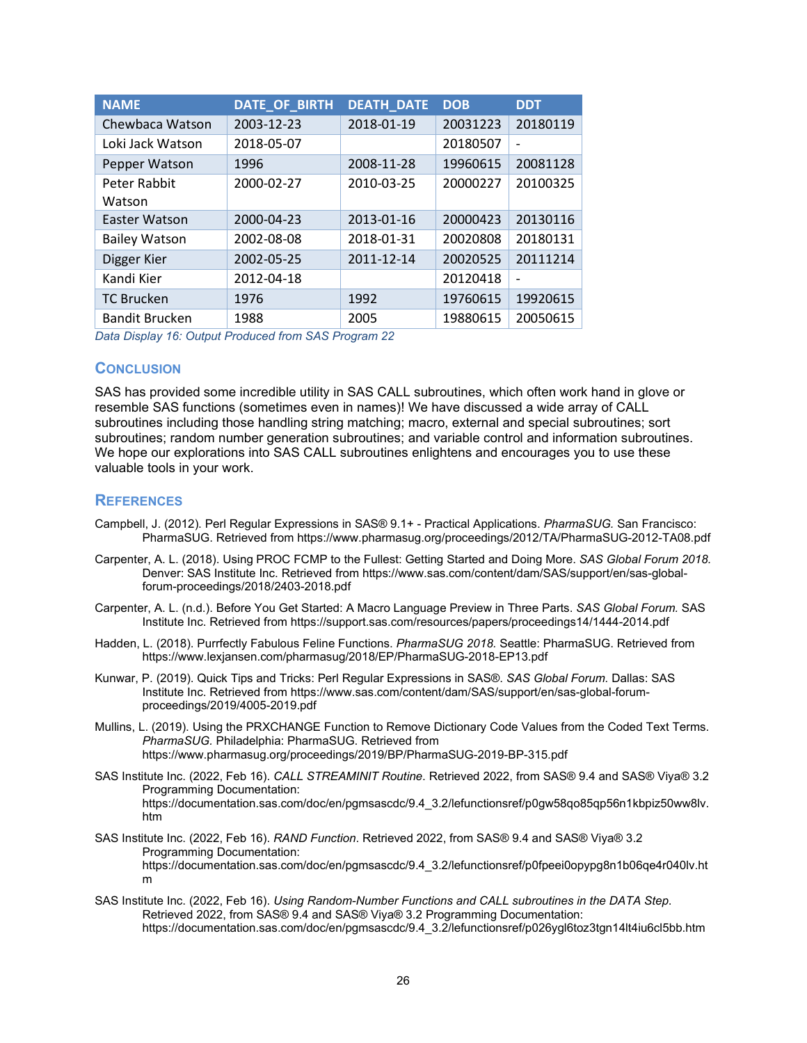| NAME | DATE_OF_BIRTH | DEATH_DATE | DOB | DDT |
|---|---|---|---|---|
| Chewbaca Watson | 2003-12-23 | 2018-01-19 | 20031223 | 20180119 |
| Loki Jack Watson | 2018-05-07 | | 20180507 | - |
| Pepper Watson | 1996 | 2008-11-28 | 19960615 | 20081128 |
| Peter Rabbit Watson | 2000-02-27 | 2010-03-25 | 20000227 | 20100325 |
| Easter Watson | 2000-04-23 | 2013-01-16 | 20000423 | 20130116 |
| Bailey Watson | 2002-08-08 | 2018-01-31 | 20020808 | 20180131 |
| Digger Kier | 2002-05-25 | 2011-12-14 | 20020525 | 20111214 |
| Kandi Kier | 2012-04-18 | | 20120418 | - |
| TC Brucken | 1976 | 1992 | 19760615 | 19920615 |
| Bandit Brucken | 1988 | 2005 | 19880615 | 20050615 |

*Data Display 16: Output Produced from SAS Program 22*

## CONCLUSION

SAS has provided some incredible utility in SAS CALL subroutines, which often work hand in glove or resemble SAS functions (sometimes even in names)! We have discussed a wide array of CALL subroutines including those handling string matching; macro, external and special subroutines; sort subroutines; random number generation subroutines; and variable control and information subroutines. We hope our explorations into SAS CALL subroutines enlightens and encourages you to use these valuable tools in your work.

## REFERENCES

Campbell, J. (2012). Perl Regular Expressions in SAS® 9.1+ - Practical Applications. *PharmaSUG.* San Francisco: PharmaSUG. Retrieved from https://www.pharmasug.org/proceedings/2012/TA/PharmaSUG-2012-TA08.pdf

Carpenter, A. L. (2018). Using PROC FCMP to the Fullest: Getting Started and Doing More. *SAS Global Forum 2018.* Denver: SAS Institute Inc. Retrieved from https://www.sas.com/content/dam/SAS/support/en/sas-global-forum-proceedings/2018/2403-2018.pdf

Carpenter, A. L. (n.d.). Before You Get Started: A Macro Language Preview in Three Parts. *SAS Global Forum.* SAS Institute Inc. Retrieved from https://support.sas.com/resources/papers/proceedings14/1444-2014.pdf

Hadden, L. (2018). Purrfectly Fabulous Feline Functions. *PharmaSUG 2018.* Seattle: PharmaSUG. Retrieved from https://www.lexjansen.com/pharmasug/2018/EP/PharmaSUG-2018-EP13.pdf

Kunwar, P. (2019). Quick Tips and Tricks: Perl Regular Expressions in SAS®. *SAS Global Forum.* Dallas: SAS Institute Inc. Retrieved from https://www.sas.com/content/dam/SAS/support/en/sas-global-forum-proceedings/2019/4005-2019.pdf

Mullins, L. (2019). Using the PRXCHANGE Function to Remove Dictionary Code Values from the Coded Text Terms. *PharmaSUG.* Philadelphia: PharmaSUG. Retrieved from https://www.pharmasug.org/proceedings/2019/BP/PharmaSUG-2019-BP-315.pdf

SAS Institute Inc. (2022, Feb 16). *CALL STREAMINIT Routine*. Retrieved 2022, from SAS® 9.4 and SAS® Viya® 3.2 Programming Documentation: https://documentation.sas.com/doc/en/pgmsascdc/9.4_3.2/lefunctionsref/p0gw58qo85qp56n1kbpiz50ww8lv.htm

SAS Institute Inc. (2022, Feb 16). *RAND Function*. Retrieved 2022, from SAS® 9.4 and SAS® Viya® 3.2 Programming Documentation: https://documentation.sas.com/doc/en/pgmsascdc/9.4_3.2/lefunctionsref/p0fpeei0opypg8n1b06qe4r040lv.htm

SAS Institute Inc. (2022, Feb 16). *Using Random-Number Functions and CALL subroutines in the DATA Step.* Retrieved 2022, from SAS® 9.4 and SAS® Viya® 3.2 Programming Documentation: https://documentation.sas.com/doc/en/pgmsascdc/9.4_3.2/lefunctionsref/p026ygl6toz3tgn14lt4iu6cl5bb.htm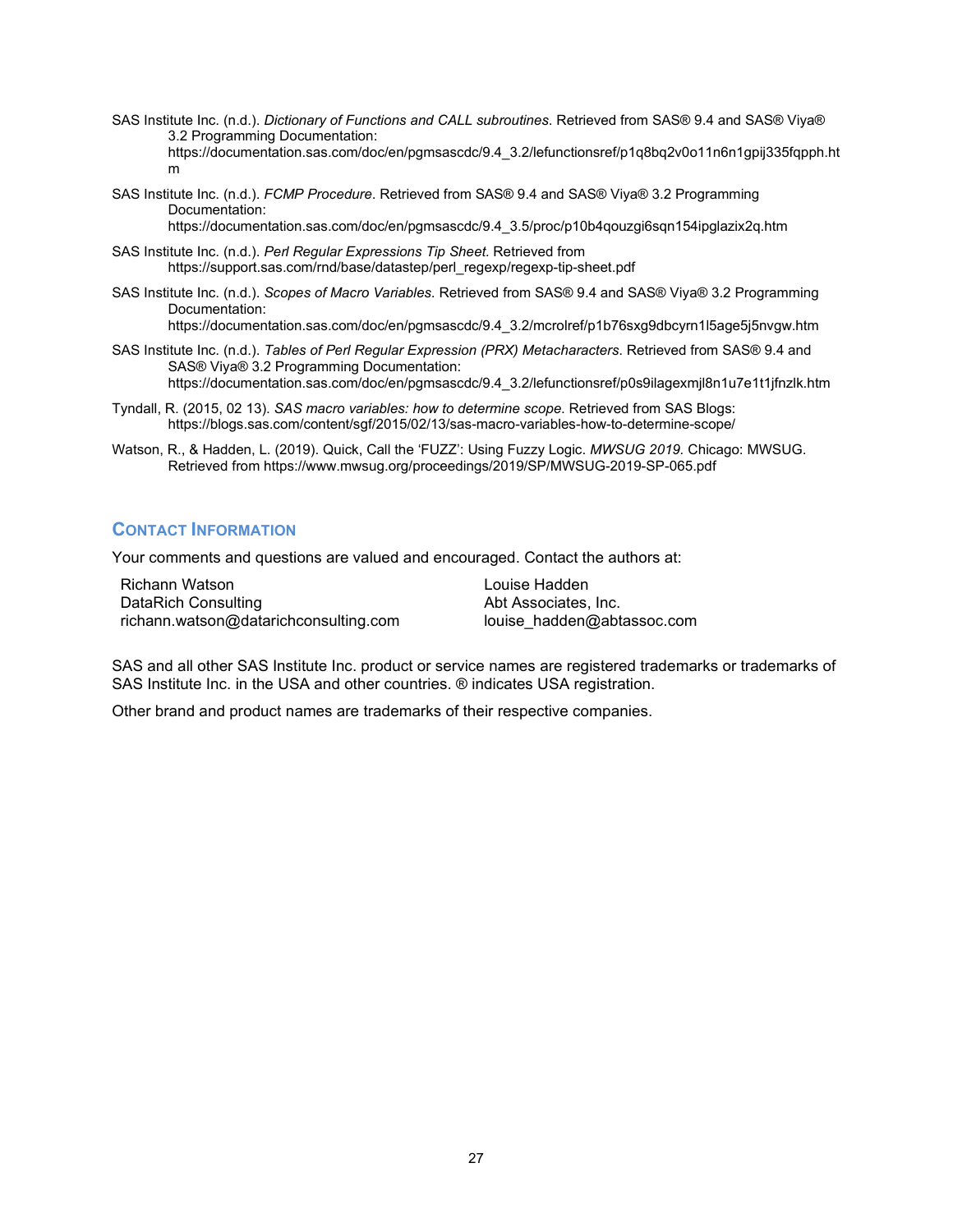SAS Institute Inc. (n.d.). *Dictionary of Functions and CALL subroutines*. Retrieved from SAS® 9.4 and SAS® Viya® 3.2 Programming Documentation: https://documentation.sas.com/doc/en/pgmsascdc/9.4_3.2/lefunctionsref/p1q8bq2v0o11n6n1gpij335fqpph.htm

SAS Institute Inc. (n.d.). *FCMP Procedure*. Retrieved from SAS® 9.4 and SAS® Viya® 3.2 Programming Documentation: https://documentation.sas.com/doc/en/pgmsascdc/9.4_3.5/proc/p10b4qouzgi6sqn154ipglazix2q.htm

SAS Institute Inc. (n.d.). *Perl Regular Expressions Tip Sheet.* Retrieved from https://support.sas.com/rnd/base/datastep/perl_regexp/regexp-tip-sheet.pdf

SAS Institute Inc. (n.d.). *Scopes of Macro Variables*. Retrieved from SAS® 9.4 and SAS® Viya® 3.2 Programming Documentation: https://documentation.sas.com/doc/en/pgmsascdc/9.4_3.2/mcrolref/p1b76sxg9dbcyrn1l5age5j5nvgw.htm

SAS Institute Inc. (n.d.). *Tables of Perl Regular Expression (PRX) Metacharacters*. Retrieved from SAS® 9.4 and SAS® Viya® 3.2 Programming Documentation: https://documentation.sas.com/doc/en/pgmsascdc/9.4_3.2/lefunctionsref/p0s9ilagexmjl8n1u7e1t1jfnzlk.htm

Tyndall, R. (2015, 02 13). *SAS macro variables: how to determine scope*. Retrieved from SAS Blogs: https://blogs.sas.com/content/sgf/2015/02/13/sas-macro-variables-how-to-determine-scope/

Watson, R., & Hadden, L. (2019). Quick, Call the 'FUZZ': Using Fuzzy Logic. *MWSUG 2019.* Chicago: MWSUG. Retrieved from https://www.mwsug.org/proceedings/2019/SP/MWSUG-2019-SP-065.pdf

## CONTACT INFORMATION

Your comments and questions are valued and encouraged. Contact the authors at:

Richann Watson
DataRich Consulting
richann.watson@datarichconsulting.com

Louise Hadden
Abt Associates, Inc.
louise_hadden@abtassoc.com

SAS and all other SAS Institute Inc. product or service names are registered trademarks or trademarks of SAS Institute Inc. in the USA and other countries. ® indicates USA registration.

Other brand and product names are trademarks of their respective companies.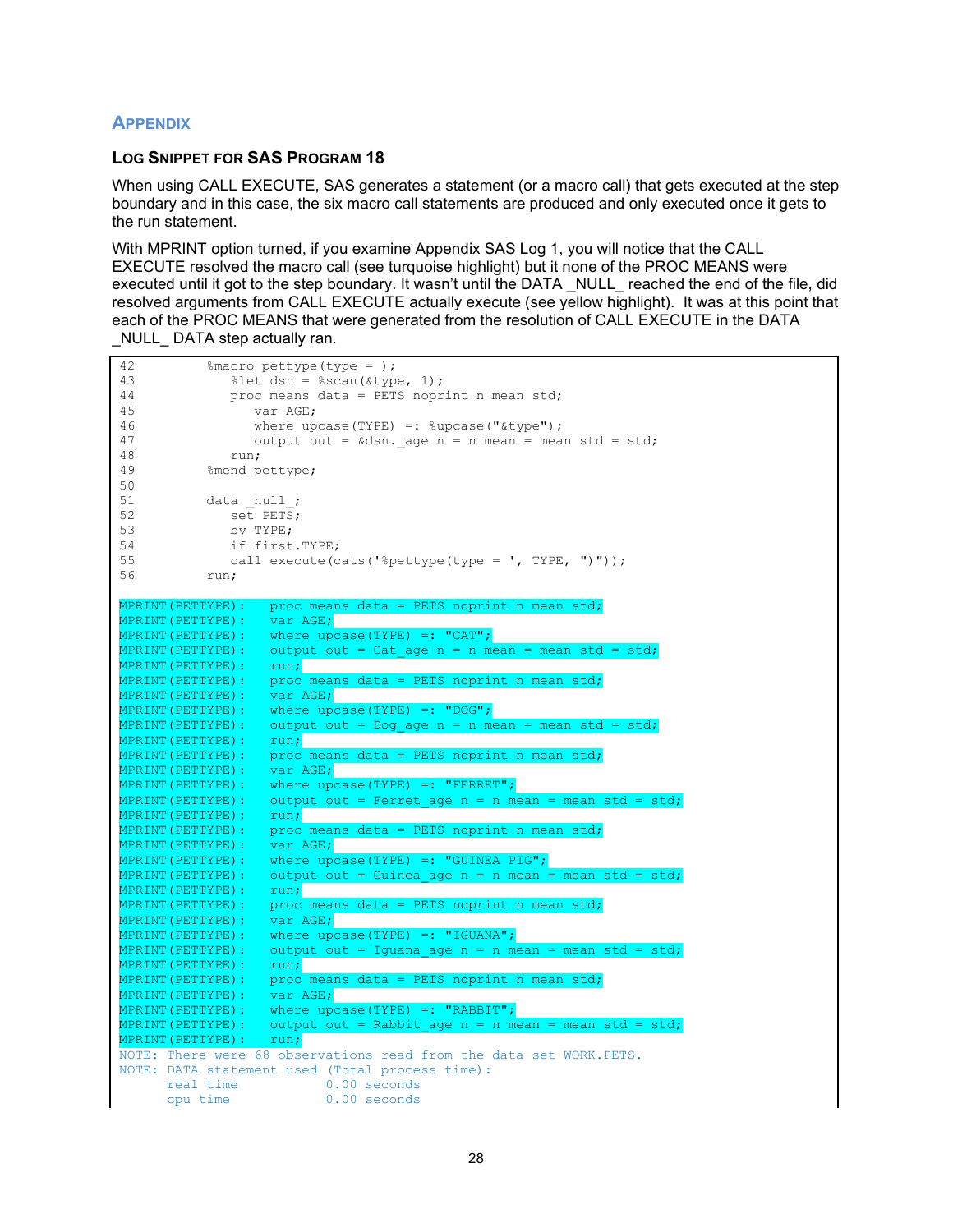## APPENDIX

### LOG SNIPPET FOR SAS PROGRAM 18

When using CALL EXECUTE, SAS generates a statement (or a macro call) that gets executed at the step boundary and in this case, the six macro call statements are produced and only executed once it gets to the run statement.

With MPRINT option turned, if you examine Appendix SAS Log 1, you will notice that the CALL EXECUTE resolved the macro call (see turquoise highlight) but it none of the PROC MEANS were executed until it got to the step boundary. It wasn't until the DATA _NULL_ reached the end of the file, did resolved arguments from CALL EXECUTE actually execute (see yellow highlight). It was at this point that each of the PROC MEANS that were generated from the resolution of CALL EXECUTE in the DATA _NULL_ DATA step actually ran.

```
42          %macro pettype(type = );
43             %let dsn = %scan(&type, 1);
44             proc means data = PETS noprint n mean std;
45                var AGE;
46                where upcase(TYPE) =: %upcase("&type");
47                output out = &dsn._age n = n mean = mean std = std;
48             run;
49          %mend pettype;
50
51          data _null_;
52             set PETS;
53             by TYPE;
54             if first.TYPE;
55             call execute(cats('%pettype(type = ', TYPE, ")"));
56          run;

MPRINT(PETTYPE):   proc means data = PETS noprint n mean std;
MPRINT(PETTYPE):   var AGE;
MPRINT(PETTYPE):   where upcase(TYPE) =: "CAT";
MPRINT(PETTYPE):   output out = Cat_age n = n mean = mean std = std;
MPRINT(PETTYPE):   run;
MPRINT(PETTYPE):   proc means data = PETS noprint n mean std;
MPRINT(PETTYPE):   var AGE;
MPRINT(PETTYPE):   where upcase(TYPE) =: "DOG";
MPRINT(PETTYPE):   output out = Dog_age n = n mean = mean std = std;
MPRINT(PETTYPE):   run;
MPRINT(PETTYPE):   proc means data = PETS noprint n mean std;
MPRINT(PETTYPE):   var AGE;
MPRINT(PETTYPE):   where upcase(TYPE) =: "FERRET";
MPRINT(PETTYPE):   output out = Ferret_age n = n mean = mean std = std;
MPRINT(PETTYPE):   run;
MPRINT(PETTYPE):   proc means data = PETS noprint n mean std;
MPRINT(PETTYPE):   var AGE;
MPRINT(PETTYPE):   where upcase(TYPE) =: "GUINEA PIG";
MPRINT(PETTYPE):   output out = Guinea_age n = n mean = mean std = std;
MPRINT(PETTYPE):   run;
MPRINT(PETTYPE):   proc means data = PETS noprint n mean std;
MPRINT(PETTYPE):   var AGE;
MPRINT(PETTYPE):   where upcase(TYPE) =: "IGUANA";
MPRINT(PETTYPE):   output out = Iguana_age n = n mean = mean std = std;
MPRINT(PETTYPE):   run;
MPRINT(PETTYPE):   proc means data = PETS noprint n mean std;
MPRINT(PETTYPE):   var AGE;
MPRINT(PETTYPE):   where upcase(TYPE) =: "RABBIT";
MPRINT(PETTYPE):   output out = Rabbit_age n = n mean = mean std = std;
MPRINT(PETTYPE):   run;
NOTE: There were 68 observations read from the data set WORK.PETS.
NOTE: DATA statement used (Total process time):
      real time           0.00 seconds
      cpu time            0.00 seconds
```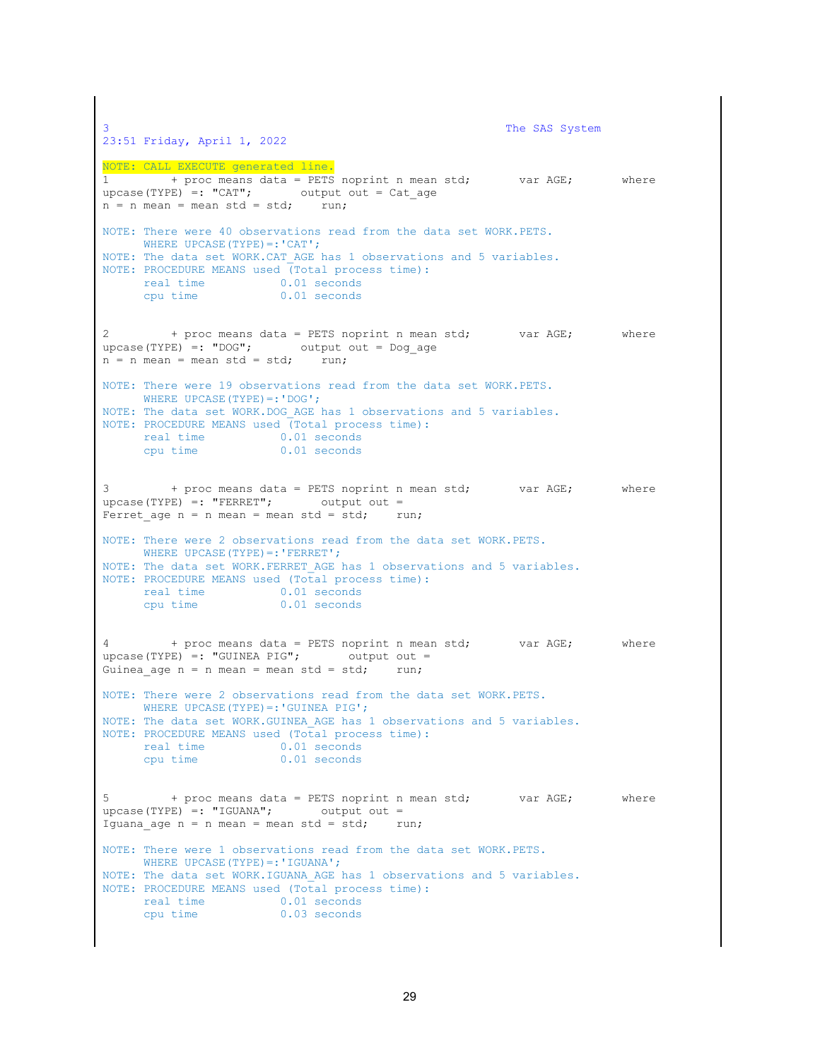```
3                                                          The SAS System
23:51 Friday, April 1, 2022

NOTE: CALL EXECUTE generated line.
1         + proc means data = PETS noprint n mean std;       var AGE;       where
upcase(TYPE) =: "CAT";       output out = Cat_age
n = n mean = mean std = std;    run;

NOTE: There were 40 observations read from the data set WORK.PETS.
      WHERE UPCASE(TYPE)=:'CAT';
NOTE: The data set WORK.CAT_AGE has 1 observations and 5 variables.
NOTE: PROCEDURE MEANS used (Total process time):
      real time           0.01 seconds
      cpu time            0.01 seconds


2         + proc means data = PETS noprint n mean std;       var AGE;       where
upcase(TYPE) =: "DOG";       output out = Dog_age
n = n mean = mean std = std;    run;

NOTE: There were 19 observations read from the data set WORK.PETS.
      WHERE UPCASE(TYPE)=:'DOG';
NOTE: The data set WORK.DOG_AGE has 1 observations and 5 variables.
NOTE: PROCEDURE MEANS used (Total process time):
      real time           0.01 seconds
      cpu time            0.01 seconds


3         + proc means data = PETS noprint n mean std;       var AGE;       where
upcase(TYPE) =: "FERRET";       output out =
Ferret_age n = n mean = mean std = std;    run;

NOTE: There were 2 observations read from the data set WORK.PETS.
      WHERE UPCASE(TYPE)=:'FERRET';
NOTE: The data set WORK.FERRET_AGE has 1 observations and 5 variables.
NOTE: PROCEDURE MEANS used (Total process time):
      real time           0.01 seconds
      cpu time            0.01 seconds


4         + proc means data = PETS noprint n mean std;       var AGE;       where
upcase(TYPE) =: "GUINEA PIG";       output out =
Guinea_age n = n mean = mean std = std;    run;

NOTE: There were 2 observations read from the data set WORK.PETS.
      WHERE UPCASE(TYPE)=:'GUINEA PIG';
NOTE: The data set WORK.GUINEA_AGE has 1 observations and 5 variables.
NOTE: PROCEDURE MEANS used (Total process time):
      real time           0.01 seconds
      cpu time            0.01 seconds


5         + proc means data = PETS noprint n mean std;       var AGE;       where
upcase(TYPE) =: "IGUANA";       output out =
Iguana_age n = n mean = mean std = std;    run;

NOTE: There were 1 observations read from the data set WORK.PETS.
      WHERE UPCASE(TYPE)=:'IGUANA';
NOTE: The data set WORK.IGUANA_AGE has 1 observations and 5 variables.
NOTE: PROCEDURE MEANS used (Total process time):
      real time           0.01 seconds
      cpu time            0.03 seconds
```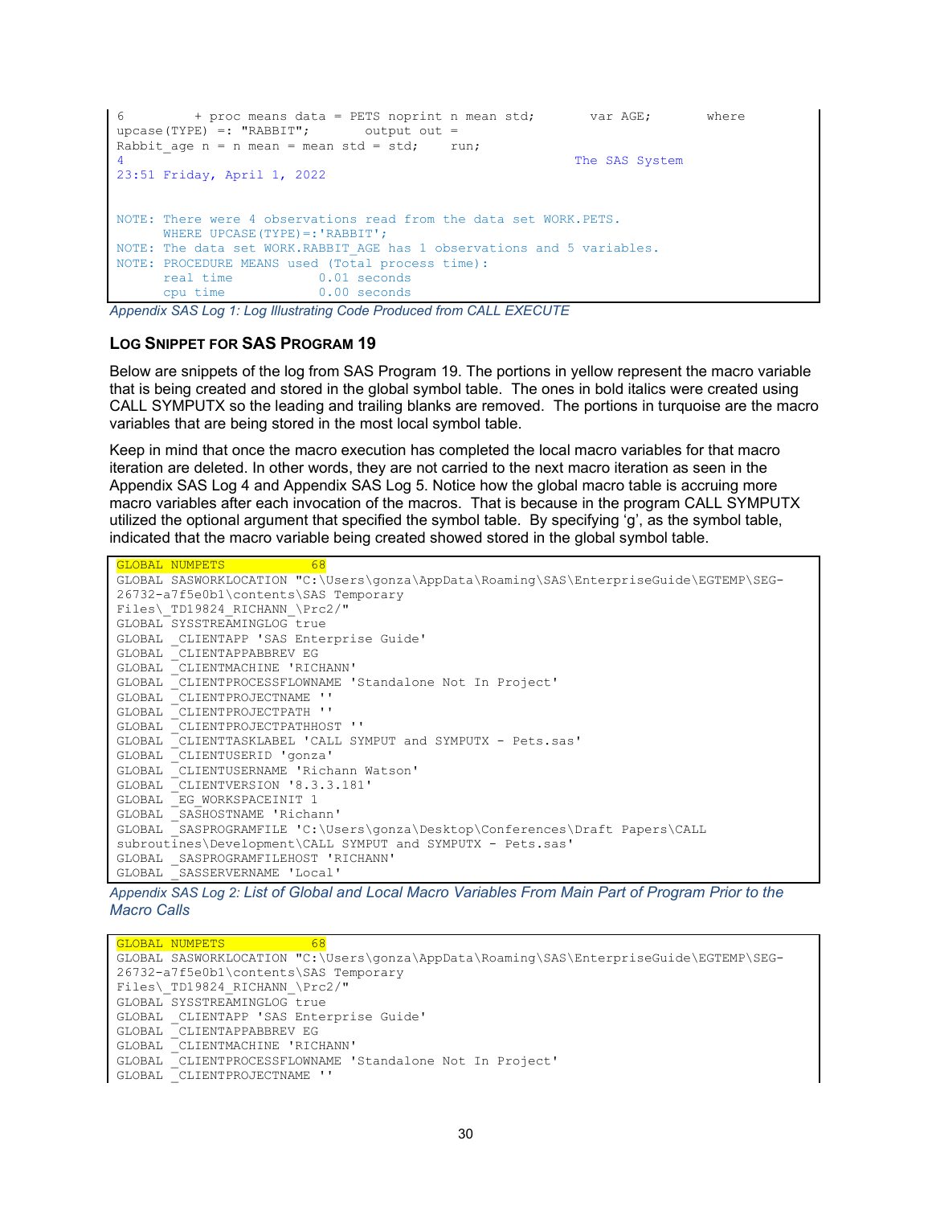```
6         + proc means data = PETS noprint n mean std;       var AGE;       where
upcase(TYPE) =: "RABBIT";       output out =
Rabbit_age n = n mean = mean std = std;     run;
4                                                                    The SAS System
23:51 Friday, April 1, 2022


NOTE: There were 4 observations read from the data set WORK.PETS.
      WHERE UPCASE(TYPE)=:'RABBIT';
NOTE: The data set WORK.RABBIT_AGE has 1 observations and 5 variables.
NOTE: PROCEDURE MEANS used (Total process time):
      real time           0.01 seconds
      cpu time            0.00 seconds
```

*Appendix SAS Log 1: Log Illustrating Code Produced from CALL EXECUTE*

### LOG SNIPPET FOR SAS PROGRAM 19

Below are snippets of the log from SAS Program 19. The portions in yellow represent the macro variable that is being created and stored in the global symbol table. The ones in bold italics were created using CALL SYMPUTX so the leading and trailing blanks are removed. The portions in turquoise are the macro variables that are being stored in the most local symbol table.

Keep in mind that once the macro execution has completed the local macro variables for that macro iteration are deleted. In other words, they are not carried to the next macro iteration as seen in the Appendix SAS Log 4 and Appendix SAS Log 5. Notice how the global macro table is accruing more macro variables after each invocation of the macros. That is because in the program CALL SYMPUTX utilized the optional argument that specified the symbol table. By specifying 'g', as the symbol table, indicated that the macro variable being created showed stored in the global symbol table.

```
GLOBAL NUMPETS           68
GLOBAL SASWORKLOCATION "C:\Users\gonza\AppData\Roaming\SAS\EnterpriseGuide\EGTEMP\SEG-
26732-a7f5e0b1\contents\SAS Temporary
Files\_TD19824_RICHANN_\Prc2/"
GLOBAL SYSSTREAMINGLOG true
GLOBAL _CLIENTAPP 'SAS Enterprise Guide'
GLOBAL _CLIENTAPPABBREV EG
GLOBAL _CLIENTMACHINE 'RICHANN'
GLOBAL _CLIENTPROCESSFLOWNAME 'Standalone Not In Project'
GLOBAL _CLIENTPROJECTNAME ''
GLOBAL _CLIENTPROJECTPATH ''
GLOBAL _CLIENTPROJECTPATHHOST ''
GLOBAL _CLIENTTASKLABEL 'CALL SYMPUT and SYMPUTX - Pets.sas'
GLOBAL _CLIENTUSERID 'gonza'
GLOBAL _CLIENTUSERNAME 'Richann Watson'
GLOBAL _CLIENTVERSION '8.3.3.181'
GLOBAL _EG_WORKSPACEINIT 1
GLOBAL _SASHOSTNAME 'Richann'
GLOBAL _SASPROGRAMFILE 'C:\Users\gonza\Desktop\Conferences\Draft Papers\CALL
subroutines\Development\CALL SYMPUT and SYMPUTX - Pets.sas'
GLOBAL _SASPROGRAMFILEHOST 'RICHANN'
GLOBAL _SASSERVERNAME 'Local'
```

*Appendix SAS Log 2: List of Global and Local Macro Variables From Main Part of Program Prior to the Macro Calls*

```
GLOBAL NUMPETS           68
GLOBAL SASWORKLOCATION "C:\Users\gonza\AppData\Roaming\SAS\EnterpriseGuide\EGTEMP\SEG-
26732-a7f5e0b1\contents\SAS Temporary
Files\_TD19824_RICHANN_\Prc2/"
GLOBAL SYSSTREAMINGLOG true
GLOBAL _CLIENTAPP 'SAS Enterprise Guide'
GLOBAL _CLIENTAPPABBREV EG
GLOBAL _CLIENTMACHINE 'RICHANN'
GLOBAL _CLIENTPROCESSFLOWNAME 'Standalone Not In Project'
GLOBAL _CLIENTPROJECTNAME ''
```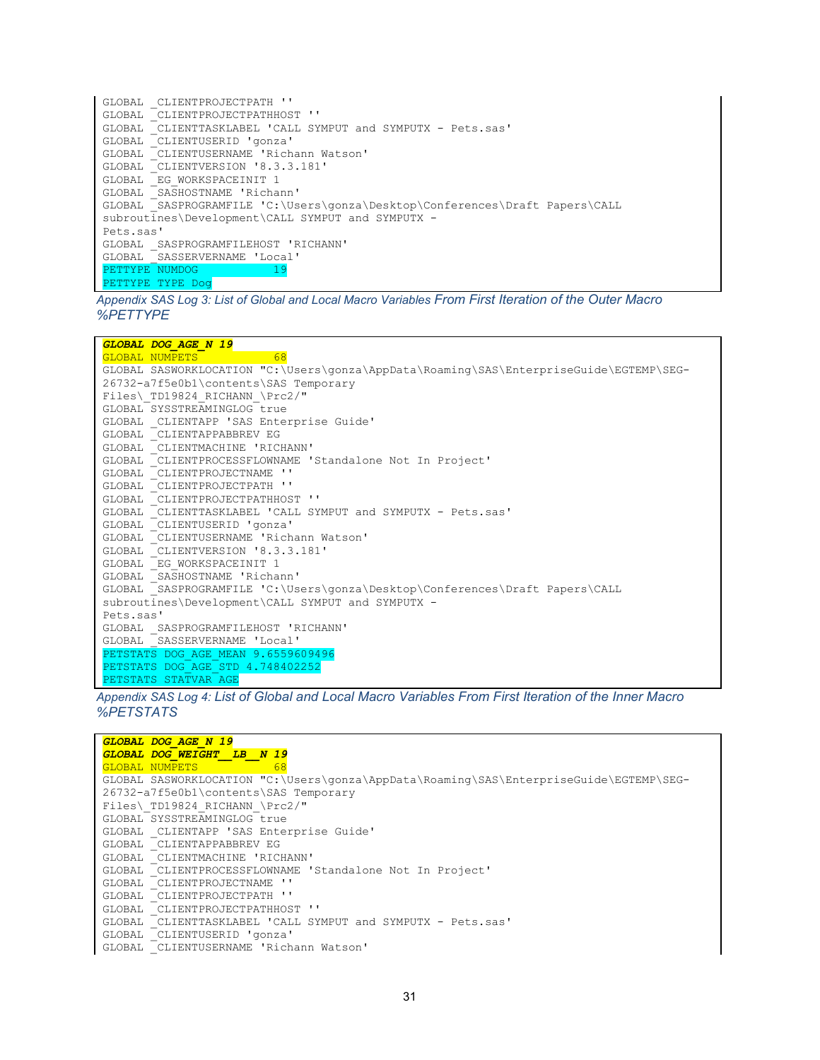```
GLOBAL _CLIENTPROJECTPATH ''
GLOBAL _CLIENTPROJECTPATHHOST ''
GLOBAL _CLIENTTASKLABEL 'CALL SYMPUT and SYMPUTX - Pets.sas'
GLOBAL _CLIENTUSERID 'gonza'
GLOBAL _CLIENTUSERNAME 'Richann Watson'
GLOBAL _CLIENTVERSION '8.3.3.181'
GLOBAL _EG_WORKSPACEINIT 1
GLOBAL _SASHOSTNAME 'Richann'
GLOBAL _SASPROGRAMFILE 'C:\Users\gonza\Desktop\Conferences\Draft Papers\CALL
subroutines\Development\CALL SYMPUT and SYMPUTX -
Pets.sas'
GLOBAL _SASPROGRAMFILEHOST 'RICHANN'
GLOBAL _SASSERVERNAME 'Local'
PETTYPE NUMDOG           19
PETTYPE TYPE Dog
```

*Appendix SAS Log 3: List of Global and Local Macro Variables From First Iteration of the Outer Macro %PETTYPE*

```
GLOBAL DOG_AGE_N 19
GLOBAL NUMPETS           68
GLOBAL SASWORKLOCATION "C:\Users\gonza\AppData\Roaming\SAS\EnterpriseGuide\EGTEMP\SEG-
26732-a7f5e0b1\contents\SAS Temporary
Files\_TD19824_RICHANN_\Prc2/"
GLOBAL SYSSTREAMINGLOG true
GLOBAL _CLIENTAPP 'SAS Enterprise Guide'
GLOBAL _CLIENTAPPABBREV EG
GLOBAL _CLIENTMACHINE 'RICHANN'
GLOBAL _CLIENTPROCESSFLOWNAME 'Standalone Not In Project'
GLOBAL _CLIENTPROJECTNAME ''
GLOBAL _CLIENTPROJECTPATH ''
GLOBAL _CLIENTPROJECTPATHHOST ''
GLOBAL _CLIENTTASKLABEL 'CALL SYMPUT and SYMPUTX - Pets.sas'
GLOBAL _CLIENTUSERID 'gonza'
GLOBAL _CLIENTUSERNAME 'Richann Watson'
GLOBAL _CLIENTVERSION '8.3.3.181'
GLOBAL _EG_WORKSPACEINIT 1
GLOBAL _SASHOSTNAME 'Richann'
GLOBAL _SASPROGRAMFILE 'C:\Users\gonza\Desktop\Conferences\Draft Papers\CALL
subroutines\Development\CALL SYMPUT and SYMPUTX -
Pets.sas'
GLOBAL _SASPROGRAMFILEHOST 'RICHANN'
GLOBAL _SASSERVERNAME 'Local'
PETSTATS DOG_AGE_MEAN 9.6559609496
PETSTATS DOG_AGE_STD 4.748402252
PETSTATS STATVAR AGE
```

*Appendix SAS Log 4: List of Global and Local Macro Variables From First Iteration of the Inner Macro %PETSTATS*

```
GLOBAL DOG_AGE_N 19
GLOBAL DOG_WEIGHT__LB__N 19
GLOBAL NUMPETS           68
GLOBAL SASWORKLOCATION "C:\Users\gonza\AppData\Roaming\SAS\EnterpriseGuide\EGTEMP\SEG-
26732-a7f5e0b1\contents\SAS Temporary
Files\_TD19824_RICHANN_\Prc2/"
GLOBAL SYSSTREAMINGLOG true
GLOBAL _CLIENTAPP 'SAS Enterprise Guide'
GLOBAL _CLIENTAPPABBREV EG
GLOBAL _CLIENTMACHINE 'RICHANN'
GLOBAL _CLIENTPROCESSFLOWNAME 'Standalone Not In Project'
GLOBAL _CLIENTPROJECTNAME ''
GLOBAL _CLIENTPROJECTPATH ''
GLOBAL _CLIENTPROJECTPATHHOST ''
GLOBAL _CLIENTTASKLABEL 'CALL SYMPUT and SYMPUTX - Pets.sas'
GLOBAL _CLIENTUSERID 'gonza'
GLOBAL _CLIENTUSERNAME 'Richann Watson'
```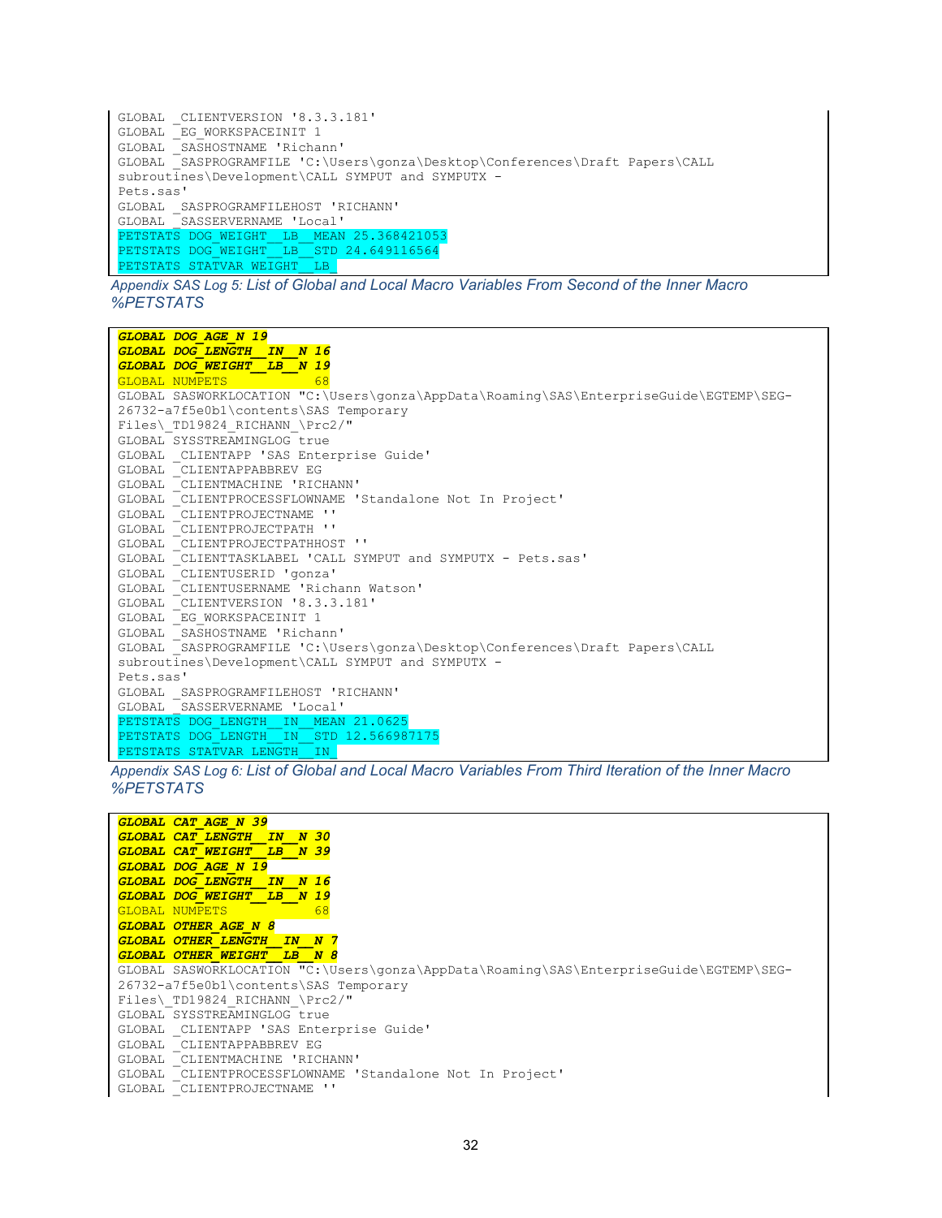```
GLOBAL _CLIENTVERSION '8.3.3.181'
GLOBAL _EG_WORKSPACEINIT 1
GLOBAL _SASHOSTNAME 'Richann'
GLOBAL _SASPROGRAMFILE 'C:\Users\gonza\Desktop\Conferences\Draft Papers\CALL
subroutines\Development\CALL SYMPUT and SYMPUTX -
Pets.sas'
GLOBAL _SASPROGRAMFILEHOST 'RICHANN'
GLOBAL _SASSERVERNAME 'Local'
PETSTATS DOG_WEIGHT__LB__MEAN 25.368421053
PETSTATS DOG_WEIGHT__LB__STD 24.649116564
PETSTATS STATVAR WEIGHT__LB_
```

*Appendix SAS Log 5: List of Global and Local Macro Variables From Second of the Inner Macro %PETSTATS*

```
GLOBAL DOG_AGE_N 19
GLOBAL DOG_LENGTH__IN__N 16
GLOBAL DOG_WEIGHT__LB__N 19
GLOBAL NUMPETS             68
GLOBAL SASWORKLOCATION "C:\Users\gonza\AppData\Roaming\SAS\EnterpriseGuide\EGTEMP\SEG-
26732-a7f5e0b1\contents\SAS Temporary
Files\_TD19824_RICHANN_\Prc2/"
GLOBAL SYSSTREAMINGLOG true
GLOBAL _CLIENTAPP 'SAS Enterprise Guide'
GLOBAL _CLIENTAPPABBREV EG
GLOBAL _CLIENTMACHINE 'RICHANN'
GLOBAL _CLIENTPROCESSFLOWNAME 'Standalone Not In Project'
GLOBAL _CLIENTPROJECTNAME ''
GLOBAL _CLIENTPROJECTPATH ''
GLOBAL _CLIENTPROJECTPATHHOST ''
GLOBAL _CLIENTTASKLABEL 'CALL SYMPUT and SYMPUTX - Pets.sas'
GLOBAL _CLIENTUSERID 'gonza'
GLOBAL _CLIENTUSERNAME 'Richann Watson'
GLOBAL _CLIENTVERSION '8.3.3.181'
GLOBAL _EG_WORKSPACEINIT 1
GLOBAL _SASHOSTNAME 'Richann'
GLOBAL _SASPROGRAMFILE 'C:\Users\gonza\Desktop\Conferences\Draft Papers\CALL
subroutines\Development\CALL SYMPUT and SYMPUTX -
Pets.sas'
GLOBAL _SASPROGRAMFILEHOST 'RICHANN'
GLOBAL _SASSERVERNAME 'Local'
PETSTATS DOG_LENGTH__IN__MEAN 21.0625
PETSTATS DOG_LENGTH__IN__STD 12.566987175
PETSTATS STATVAR LENGTH__IN_
```

*Appendix SAS Log 6: List of Global and Local Macro Variables From Third Iteration of the Inner Macro %PETSTATS*

```
GLOBAL CAT_AGE_N 39
GLOBAL CAT_LENGTH__IN__N 30
GLOBAL CAT_WEIGHT__LB__N 39
GLOBAL DOG_AGE_N 19
GLOBAL DOG_LENGTH__IN__N 16
GLOBAL DOG_WEIGHT__LB__N 19
GLOBAL NUMPETS             68
GLOBAL OTHER_AGE_N 8
GLOBAL OTHER_LENGTH__IN__N 7
GLOBAL OTHER_WEIGHT__LB__N 8
GLOBAL SASWORKLOCATION "C:\Users\gonza\AppData\Roaming\SAS\EnterpriseGuide\EGTEMP\SEG-
26732-a7f5e0b1\contents\SAS Temporary
Files\_TD19824_RICHANN_\Prc2/"
GLOBAL SYSSTREAMINGLOG true
GLOBAL _CLIENTAPP 'SAS Enterprise Guide'
GLOBAL _CLIENTAPPABBREV EG
GLOBAL _CLIENTMACHINE 'RICHANN'
GLOBAL _CLIENTPROCESSFLOWNAME 'Standalone Not In Project'
GLOBAL _CLIENTPROJECTNAME ''
```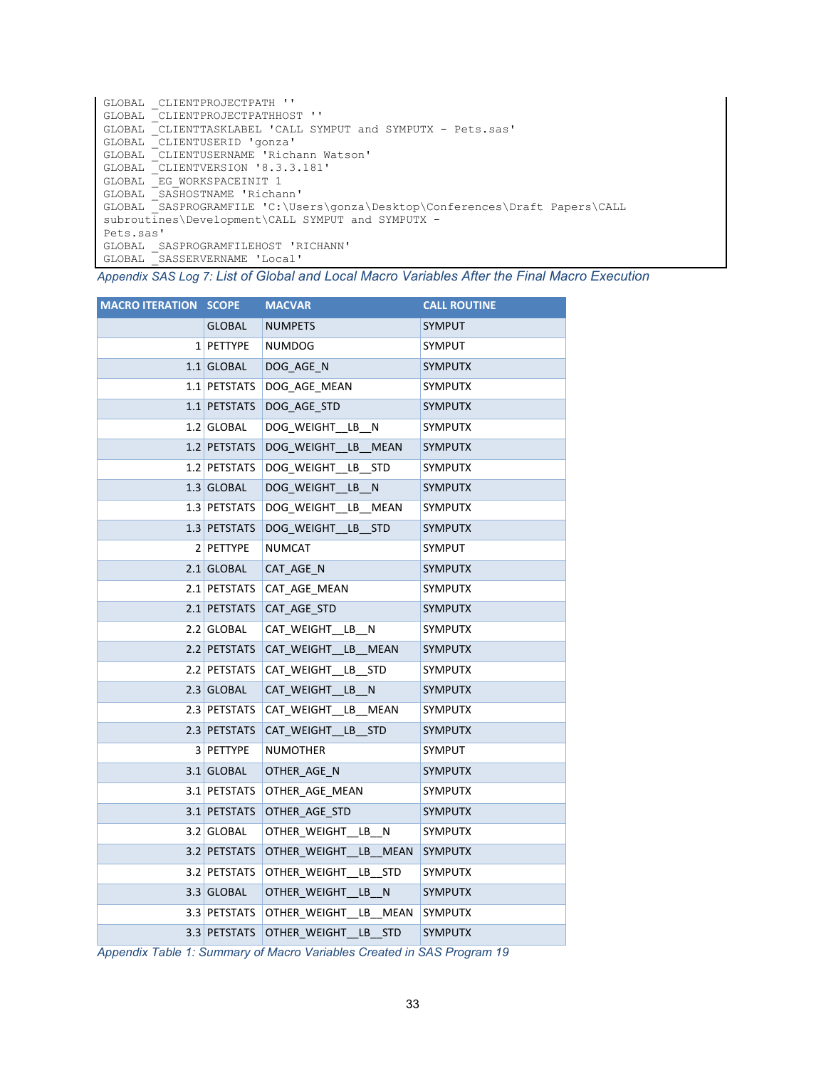```
GLOBAL _CLIENTPROJECTPATH ''
GLOBAL _CLIENTPROJECTPATHHOST ''
GLOBAL _CLIENTTASKLABEL 'CALL SYMPUT and SYMPUTX - Pets.sas'
GLOBAL _CLIENTUSERID 'gonza'
GLOBAL _CLIENTUSERNAME 'Richann Watson'
GLOBAL _CLIENTVERSION '8.3.3.181'
GLOBAL _EG_WORKSPACEINIT 1
GLOBAL _SASHOSTNAME 'Richann'
GLOBAL _SASPROGRAMFILE 'C:\Users\gonza\Desktop\Conferences\Draft Papers\CALL
subroutines\Development\CALL SYMPUT and SYMPUTX -
Pets.sas'
GLOBAL _SASPROGRAMFILEHOST 'RICHANN'
GLOBAL _SASSERVERNAME 'Local'
```

*Appendix SAS Log 7: List of Global and Local Macro Variables After the Final Macro Execution*

| MACRO ITERATION | SCOPE | MACVAR | CALL ROUTINE |
|---|---|---|---|
| | GLOBAL | NUMPETS | SYMPUT |
| 1 | PETTYPE | NUMDOG | SYMPUT |
| 1.1 | GLOBAL | DOG_AGE_N | SYMPUTX |
| 1.1 | PETSTATS | DOG_AGE_MEAN | SYMPUTX |
| 1.1 | PETSTATS | DOG_AGE_STD | SYMPUTX |
| 1.2 | GLOBAL | DOG_WEIGHT__LB__N | SYMPUTX |
| 1.2 | PETSTATS | DOG_WEIGHT__LB__MEAN | SYMPUTX |
| 1.2 | PETSTATS | DOG_WEIGHT__LB__STD | SYMPUTX |
| 1.3 | GLOBAL | DOG_WEIGHT__LB__N | SYMPUTX |
| 1.3 | PETSTATS | DOG_WEIGHT__LB__MEAN | SYMPUTX |
| 1.3 | PETSTATS | DOG_WEIGHT__LB__STD | SYMPUTX |
| 2 | PETTYPE | NUMCAT | SYMPUT |
| 2.1 | GLOBAL | CAT_AGE_N | SYMPUTX |
| 2.1 | PETSTATS | CAT_AGE_MEAN | SYMPUTX |
| 2.1 | PETSTATS | CAT_AGE_STD | SYMPUTX |
| 2.2 | GLOBAL | CAT_WEIGHT__LB__N | SYMPUTX |
| 2.2 | PETSTATS | CAT_WEIGHT__LB__MEAN | SYMPUTX |
| 2.2 | PETSTATS | CAT_WEIGHT__LB__STD | SYMPUTX |
| 2.3 | GLOBAL | CAT_WEIGHT__LB__N | SYMPUTX |
| 2.3 | PETSTATS | CAT_WEIGHT__LB__MEAN | SYMPUTX |
| 2.3 | PETSTATS | CAT_WEIGHT__LB__STD | SYMPUTX |
| 3 | PETTYPE | NUMOTHER | SYMPUT |
| 3.1 | GLOBAL | OTHER_AGE_N | SYMPUTX |
| 3.1 | PETSTATS | OTHER_AGE_MEAN | SYMPUTX |
| 3.1 | PETSTATS | OTHER_AGE_STD | SYMPUTX |
| 3.2 | GLOBAL | OTHER_WEIGHT__LB__N | SYMPUTX |
| 3.2 | PETSTATS | OTHER_WEIGHT__LB__MEAN | SYMPUTX |
| 3.2 | PETSTATS | OTHER_WEIGHT__LB__STD | SYMPUTX |
| 3.3 | GLOBAL | OTHER_WEIGHT__LB__N | SYMPUTX |
| 3.3 | PETSTATS | OTHER_WEIGHT__LB__MEAN | SYMPUTX |
| 3.3 | PETSTATS | OTHER_WEIGHT__LB__STD | SYMPUTX |

*Appendix Table 1: Summary of Macro Variables Created in SAS Program 19*